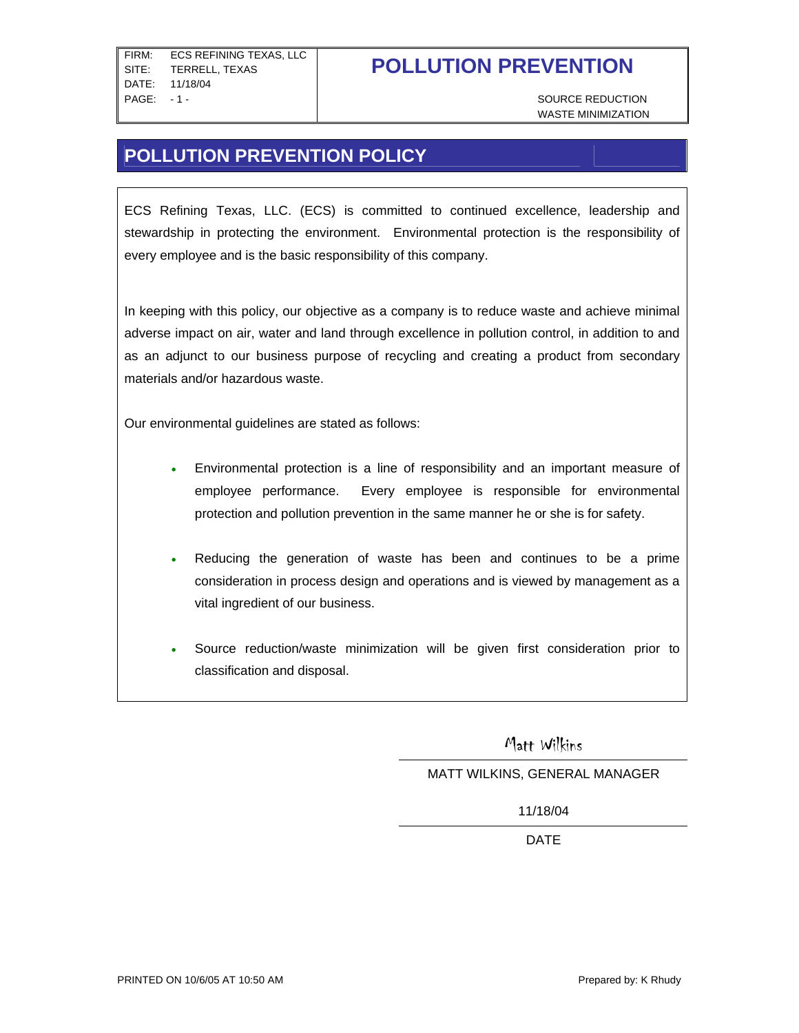# POLLUTION PREVENTION

SOURCE REDUCTION
WASTE MINIMIZATION

## POLLUTION PREVENTION POLICY

ECS Refining Texas, LLC. (ECS) is committed to continued excellence, leadership and stewardship in protecting the environment. Environmental protection is the responsibility of every employee and is the basic responsibility of this company.

In keeping with this policy, our objective as a company is to reduce waste and achieve minimal adverse impact on air, water and land through excellence in pollution control, in addition to and as an adjunct to our business purpose of recycling and creating a product from secondary materials and/or hazardous waste.

Our environmental guidelines are stated as follows:

- Environmental protection is a line of responsibility and an important measure of employee performance. Every employee is responsible for environmental protection and pollution prevention in the same manner he or she is for safety.
- Reducing the generation of waste has been and continues to be a prime consideration in process design and operations and is viewed by management as a vital ingredient of our business.
- Source reduction/waste minimization will be given first consideration prior to classification and disposal.

Matt Wilkins

MATT WILKINS, GENERAL MANAGER

11/18/04

DATE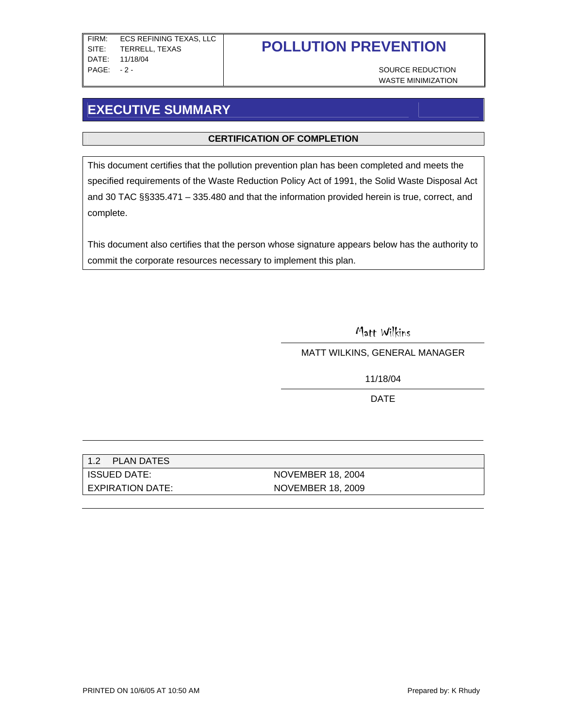# EXECUTIVE SUMMARY

**CERTIFICATION OF COMPLETION**

This document certifies that the pollution prevention plan has been completed and meets the specified requirements of the Waste Reduction Policy Act of 1991, the Solid Waste Disposal Act and 30 TAC §§335.471 – 335.480 and that the information provided herein is true, correct, and complete.

This document also certifies that the person whose signature appears below has the authority to commit the corporate resources necessary to implement this plan.

Matt Wilkins

MATT WILKINS, GENERAL MANAGER

11/18/04

DATE

| 1.2 PLAN DATES | |
| --- | --- |
| ISSUED DATE: | NOVEMBER 18, 2004 |
| EXPIRATION DATE: | NOVEMBER 18, 2009 |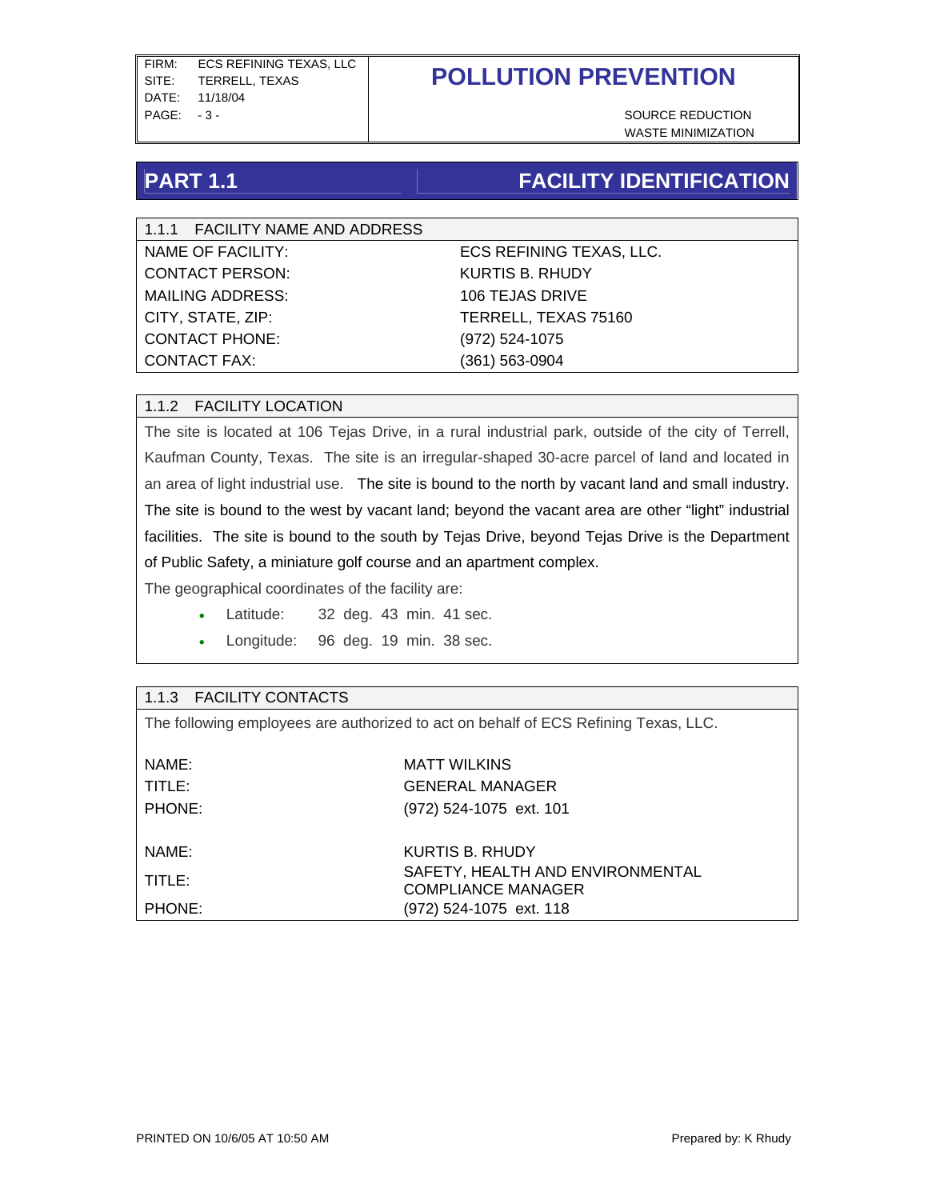# PART 1.1 FACILITY IDENTIFICATION

| 1.1.1 FACILITY NAME AND ADDRESS | |
|---|---|
| NAME OF FACILITY: | ECS REFINING TEXAS, LLC. |
| CONTACT PERSON: | KURTIS B. RHUDY |
| MAILING ADDRESS: | 106 TEJAS DRIVE |
| CITY, STATE, ZIP: | TERRELL, TEXAS 75160 |
| CONTACT PHONE: | (972) 524-1075 |
| CONTACT FAX: | (361) 563-0904 |

## 1.1.2 FACILITY LOCATION

The site is located at 106 Tejas Drive, in a rural industrial park, outside of the city of Terrell, Kaufman County, Texas. The site is an irregular-shaped 30-acre parcel of land and located in an area of light industrial use. The site is bound to the north by vacant land and small industry. The site is bound to the west by vacant land; beyond the vacant area are other "light" industrial facilities. The site is bound to the south by Tejas Drive, beyond Tejas Drive is the Department of Public Safety, a miniature golf course and an apartment complex.

The geographical coordinates of the facility are:

- Latitude: 32 deg. 43 min. 41 sec.
- Longitude: 96 deg. 19 min. 38 sec.

## 1.1.3 FACILITY CONTACTS

The following employees are authorized to act on behalf of ECS Refining Texas, LLC.

| | |
|---|---|
| NAME: | MATT WILKINS |
| TITLE: | GENERAL MANAGER |
| PHONE: | (972) 524-1075 ext. 101 |
| | |
| NAME: | KURTIS B. RHUDY |
| TITLE: | SAFETY, HEALTH AND ENVIRONMENTAL COMPLIANCE MANAGER |
| PHONE: | (972) 524-1075 ext. 118 |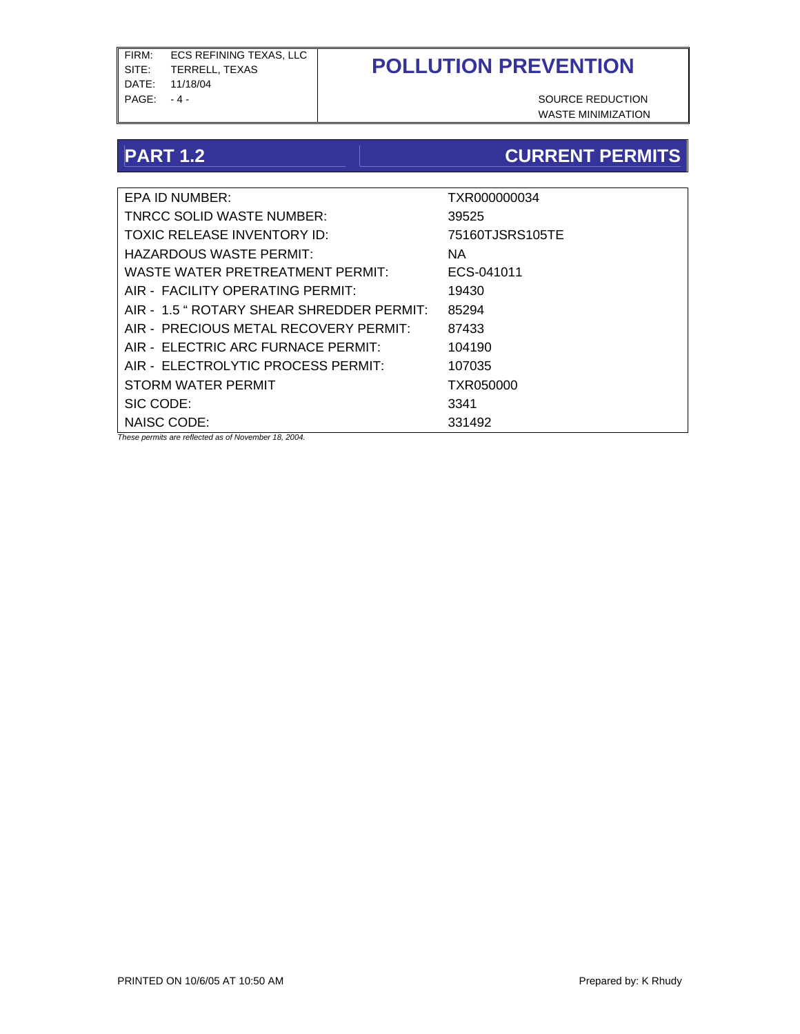## PART 1.2 CURRENT PERMITS

| | |
|---|---|
| EPA ID NUMBER: | TXR000000034 |
| TNRCC SOLID WASTE NUMBER: | 39525 |
| TOXIC RELEASE INVENTORY ID: | 75160TJSRS105TE |
| HAZARDOUS WASTE PERMIT: | NA |
| WASTE WATER PRETREATMENT PERMIT: | ECS-041011 |
| AIR - FACILITY OPERATING PERMIT: | 19430 |
| AIR - 1.5 " ROTARY SHEAR SHREDDER PERMIT: | 85294 |
| AIR - PRECIOUS METAL RECOVERY PERMIT: | 87433 |
| AIR - ELECTRIC ARC FURNACE PERMIT: | 104190 |
| AIR - ELECTROLYTIC PROCESS PERMIT: | 107035 |
| STORM WATER PERMIT | TXR050000 |
| SIC CODE: | 3341 |
| NAISC CODE: | 331492 |

*These permits are reflected as of November 18, 2004.*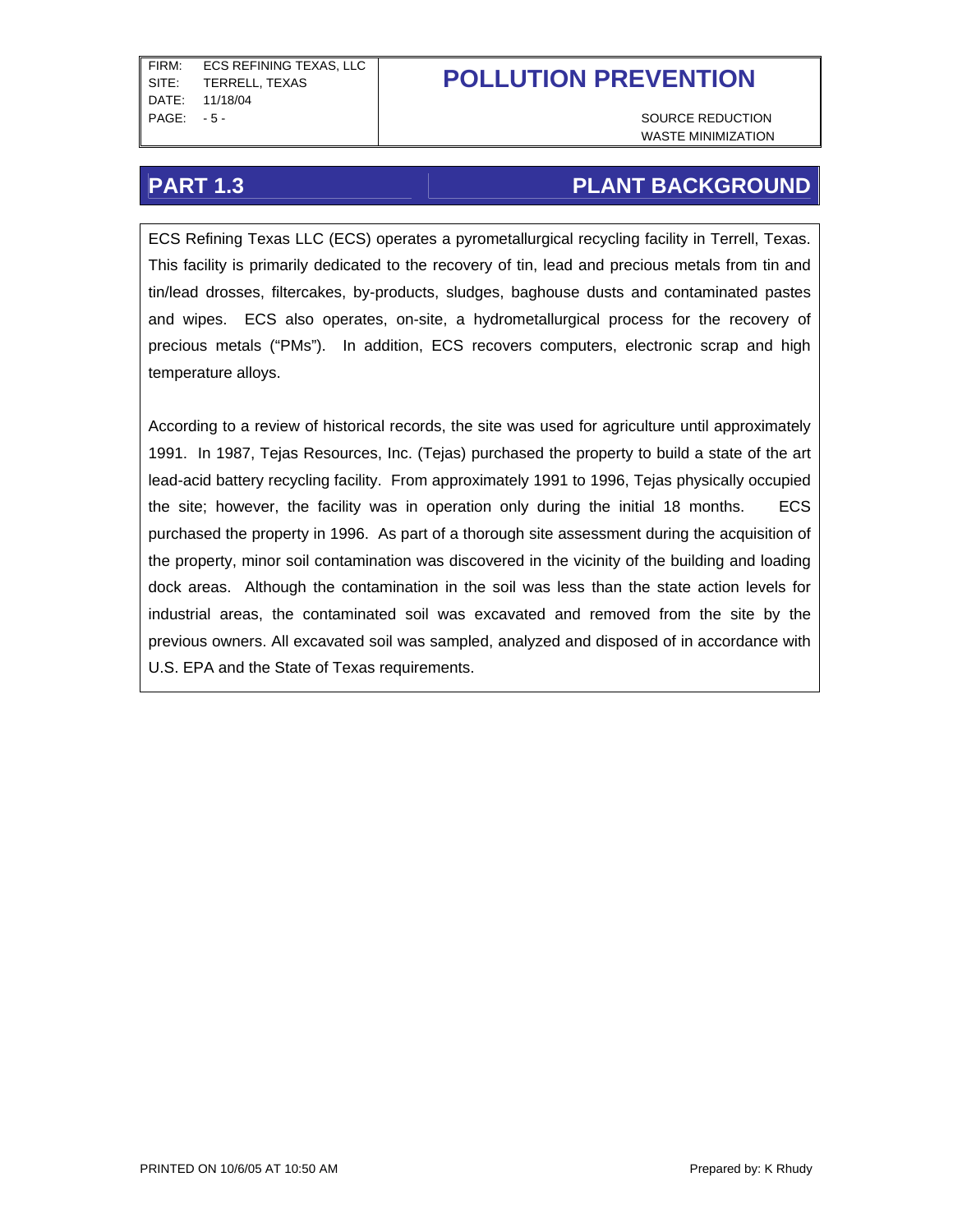## PART 1.3 PLANT BACKGROUND

ECS Refining Texas LLC (ECS) operates a pyrometallurgical recycling facility in Terrell, Texas. This facility is primarily dedicated to the recovery of tin, lead and precious metals from tin and tin/lead drosses, filtercakes, by-products, sludges, baghouse dusts and contaminated pastes and wipes. ECS also operates, on-site, a hydrometallurgical process for the recovery of precious metals ("PMs"). In addition, ECS recovers computers, electronic scrap and high temperature alloys.

According to a review of historical records, the site was used for agriculture until approximately 1991. In 1987, Tejas Resources, Inc. (Tejas) purchased the property to build a state of the art lead-acid battery recycling facility. From approximately 1991 to 1996, Tejas physically occupied the site; however, the facility was in operation only during the initial 18 months. ECS purchased the property in 1996. As part of a thorough site assessment during the acquisition of the property, minor soil contamination was discovered in the vicinity of the building and loading dock areas. Although the contamination in the soil was less than the state action levels for industrial areas, the contaminated soil was excavated and removed from the site by the previous owners. All excavated soil was sampled, analyzed and disposed of in accordance with U.S. EPA and the State of Texas requirements.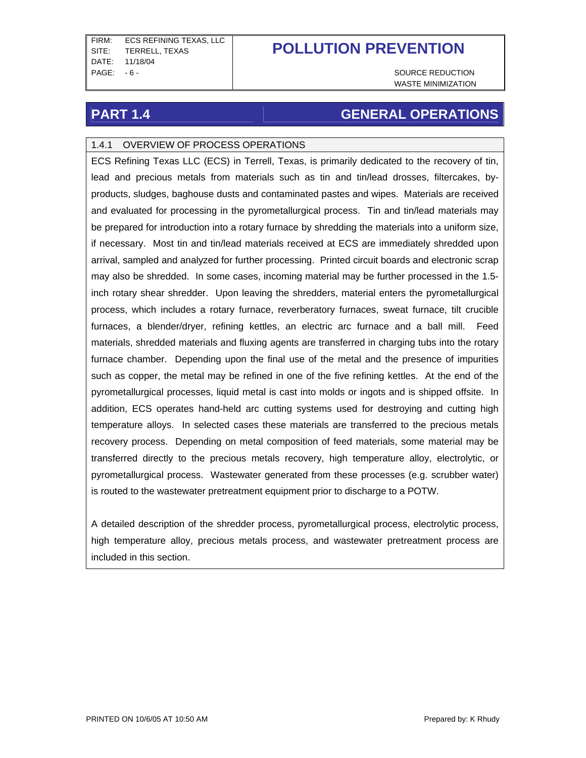## PART 1.4 GENERAL OPERATIONS

### 1.4.1 OVERVIEW OF PROCESS OPERATIONS

ECS Refining Texas LLC (ECS) in Terrell, Texas, is primarily dedicated to the recovery of tin, lead and precious metals from materials such as tin and tin/lead drosses, filtercakes, by-products, sludges, baghouse dusts and contaminated pastes and wipes. Materials are received and evaluated for processing in the pyrometallurgical process. Tin and tin/lead materials may be prepared for introduction into a rotary furnace by shredding the materials into a uniform size, if necessary. Most tin and tin/lead materials received at ECS are immediately shredded upon arrival, sampled and analyzed for further processing. Printed circuit boards and electronic scrap may also be shredded. In some cases, incoming material may be further processed in the 1.5-inch rotary shear shredder. Upon leaving the shredders, material enters the pyrometallurgical process, which includes a rotary furnace, reverberatory furnaces, sweat furnace, tilt crucible furnaces, a blender/dryer, refining kettles, an electric arc furnace and a ball mill. Feed materials, shredded materials and fluxing agents are transferred in charging tubs into the rotary furnace chamber. Depending upon the final use of the metal and the presence of impurities such as copper, the metal may be refined in one of the five refining kettles. At the end of the pyrometallurgical processes, liquid metal is cast into molds or ingots and is shipped offsite. In addition, ECS operates hand-held arc cutting systems used for destroying and cutting high temperature alloys. In selected cases these materials are transferred to the precious metals recovery process. Depending on metal composition of feed materials, some material may be transferred directly to the precious metals recovery, high temperature alloy, electrolytic, or pyrometallurgical process. Wastewater generated from these processes (e.g. scrubber water) is routed to the wastewater pretreatment equipment prior to discharge to a POTW.

A detailed description of the shredder process, pyrometallurgical process, electrolytic process, high temperature alloy, precious metals process, and wastewater pretreatment process are included in this section.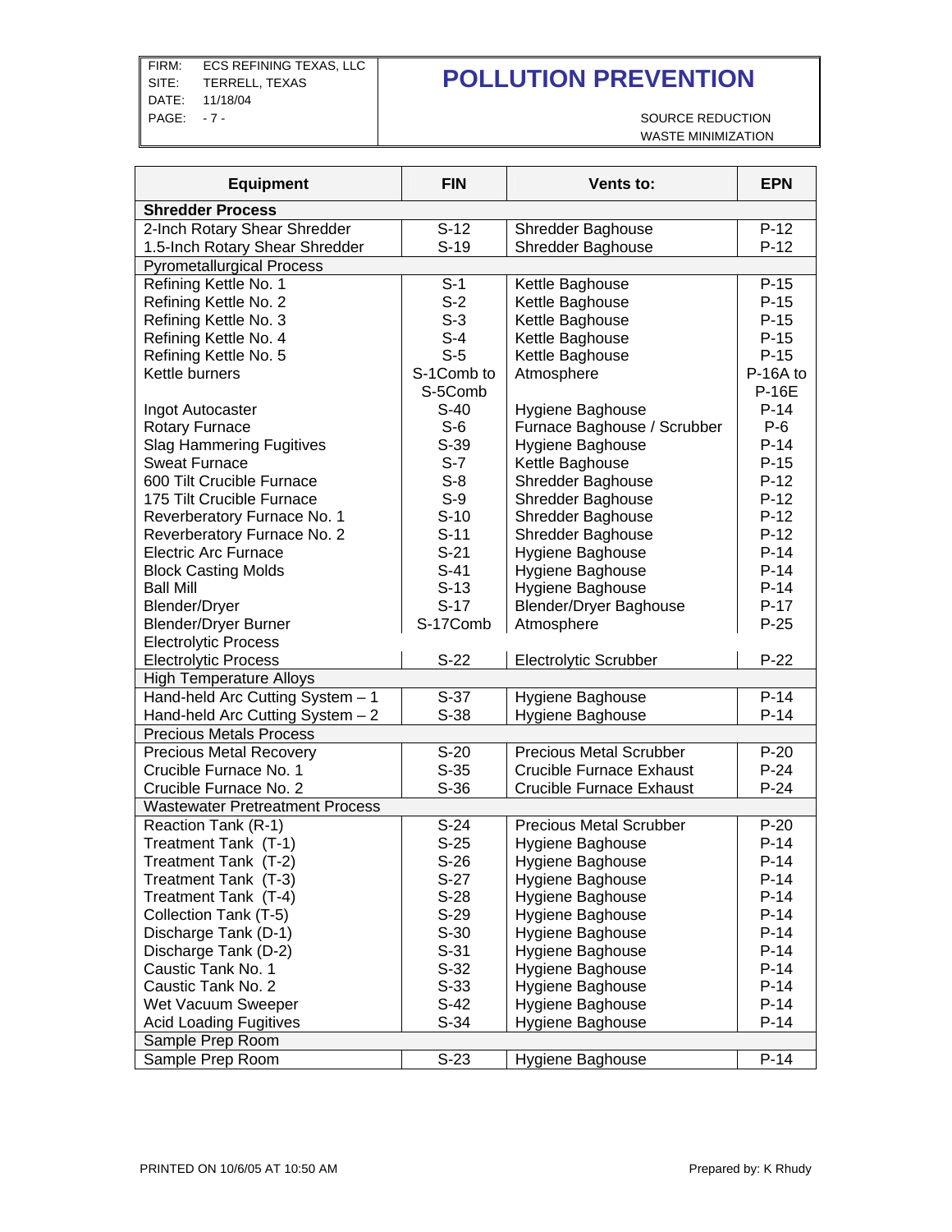# POLLUTION PREVENTION

SOURCE REDUCTION
WASTE MINIMIZATION

| Equipment | FIN | Vents to: | EPN |
|---|---|---|---|
| **Shredder Process** | | | |
| 2-Inch Rotary Shear Shredder | S-12 | Shredder Baghouse | P-12 |
| 1.5-Inch Rotary Shear Shredder | S-19 | Shredder Baghouse | P-12 |
| Pyrometallurgical Process | | | |
| Refining Kettle No. 1 | S-1 | Kettle Baghouse | P-15 |
| Refining Kettle No. 2 | S-2 | Kettle Baghouse | P-15 |
| Refining Kettle No. 3 | S-3 | Kettle Baghouse | P-15 |
| Refining Kettle No. 4 | S-4 | Kettle Baghouse | P-15 |
| Refining Kettle No. 5 | S-5 | Kettle Baghouse | P-15 |
| Kettle burners | S-1Comb to S-5Comb | Atmosphere | P-16A to P-16E |
| Ingot Autocaster | S-40 | Hygiene Baghouse | P-14 |
| Rotary Furnace | S-6 | Furnace Baghouse / Scrubber | P-6 |
| Slag Hammering Fugitives | S-39 | Hygiene Baghouse | P-14 |
| Sweat Furnace | S-7 | Kettle Baghouse | P-15 |
| 600 Tilt Crucible Furnace | S-8 | Shredder Baghouse | P-12 |
| 175 Tilt Crucible Furnace | S-9 | Shredder Baghouse | P-12 |
| Reverberatory Furnace No. 1 | S-10 | Shredder Baghouse | P-12 |
| Reverberatory Furnace No. 2 | S-11 | Shredder Baghouse | P-12 |
| Electric Arc Furnace | S-21 | Hygiene Baghouse | P-14 |
| Block Casting Molds | S-41 | Hygiene Baghouse | P-14 |
| Ball Mill | S-13 | Hygiene Baghouse | P-14 |
| Blender/Dryer | S-17 | Blender/Dryer Baghouse | P-17 |
| Blender/Dryer Burner | S-17Comb | Atmosphere | P-25 |
| Electrolytic Process | | | |
| Electrolytic Process | S-22 | Electrolytic Scrubber | P-22 |
| High Temperature Alloys | | | |
| Hand-held Arc Cutting System – 1 | S-37 | Hygiene Baghouse | P-14 |
| Hand-held Arc Cutting System – 2 | S-38 | Hygiene Baghouse | P-14 |
| Precious Metals Process | | | |
| Precious Metal Recovery | S-20 | Precious Metal Scrubber | P-20 |
| Crucible Furnace No. 1 | S-35 | Crucible Furnace Exhaust | P-24 |
| Crucible Furnace No. 2 | S-36 | Crucible Furnace Exhaust | P-24 |
| Wastewater Pretreatment Process | | | |
| Reaction Tank (R-1) | S-24 | Precious Metal Scrubber | P-20 |
| Treatment Tank (T-1) | S-25 | Hygiene Baghouse | P-14 |
| Treatment Tank (T-2) | S-26 | Hygiene Baghouse | P-14 |
| Treatment Tank (T-3) | S-27 | Hygiene Baghouse | P-14 |
| Treatment Tank (T-4) | S-28 | Hygiene Baghouse | P-14 |
| Collection Tank (T-5) | S-29 | Hygiene Baghouse | P-14 |
| Discharge Tank (D-1) | S-30 | Hygiene Baghouse | P-14 |
| Discharge Tank (D-2) | S-31 | Hygiene Baghouse | P-14 |
| Caustic Tank No. 1 | S-32 | Hygiene Baghouse | P-14 |
| Caustic Tank No. 2 | S-33 | Hygiene Baghouse | P-14 |
| Wet Vacuum Sweeper | S-42 | Hygiene Baghouse | P-14 |
| Acid Loading Fugitives | S-34 | Hygiene Baghouse | P-14 |
| Sample Prep Room | | | |
| Sample Prep Room | S-23 | Hygiene Baghouse | P-14 |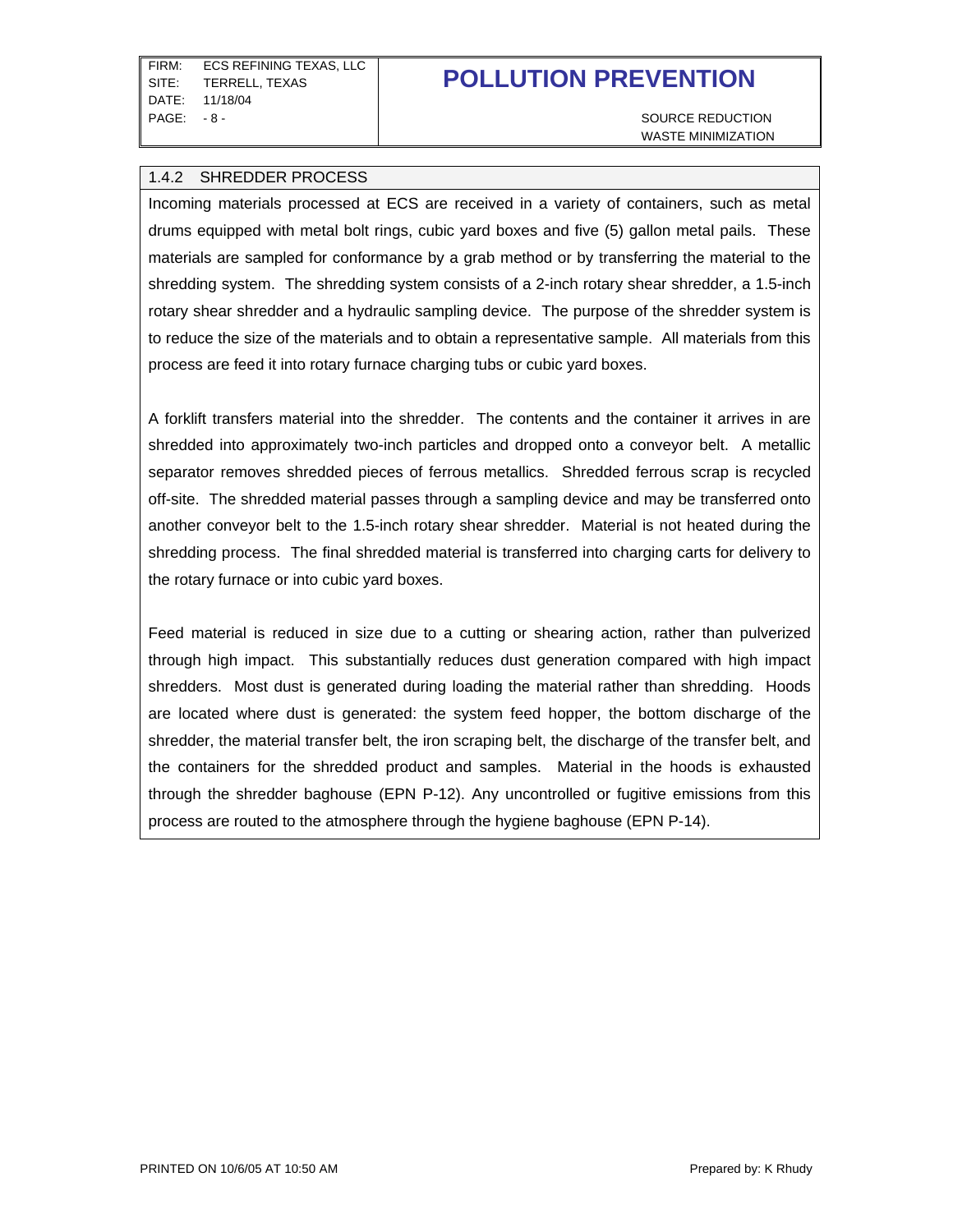### 1.4.2 SHREDDER PROCESS

Incoming materials processed at ECS are received in a variety of containers, such as metal drums equipped with metal bolt rings, cubic yard boxes and five (5) gallon metal pails. These materials are sampled for conformance by a grab method or by transferring the material to the shredding system. The shredding system consists of a 2-inch rotary shear shredder, a 1.5-inch rotary shear shredder and a hydraulic sampling device. The purpose of the shredder system is to reduce the size of the materials and to obtain a representative sample. All materials from this process are feed it into rotary furnace charging tubs or cubic yard boxes.

A forklift transfers material into the shredder. The contents and the container it arrives in are shredded into approximately two-inch particles and dropped onto a conveyor belt. A metallic separator removes shredded pieces of ferrous metallics. Shredded ferrous scrap is recycled off-site. The shredded material passes through a sampling device and may be transferred onto another conveyor belt to the 1.5-inch rotary shear shredder. Material is not heated during the shredding process. The final shredded material is transferred into charging carts for delivery to the rotary furnace or into cubic yard boxes.

Feed material is reduced in size due to a cutting or shearing action, rather than pulverized through high impact. This substantially reduces dust generation compared with high impact shredders. Most dust is generated during loading the material rather than shredding. Hoods are located where dust is generated: the system feed hopper, the bottom discharge of the shredder, the material transfer belt, the iron scraping belt, the discharge of the transfer belt, and the containers for the shredded product and samples. Material in the hoods is exhausted through the shredder baghouse (EPN P-12). Any uncontrolled or fugitive emissions from this process are routed to the atmosphere through the hygiene baghouse (EPN P-14).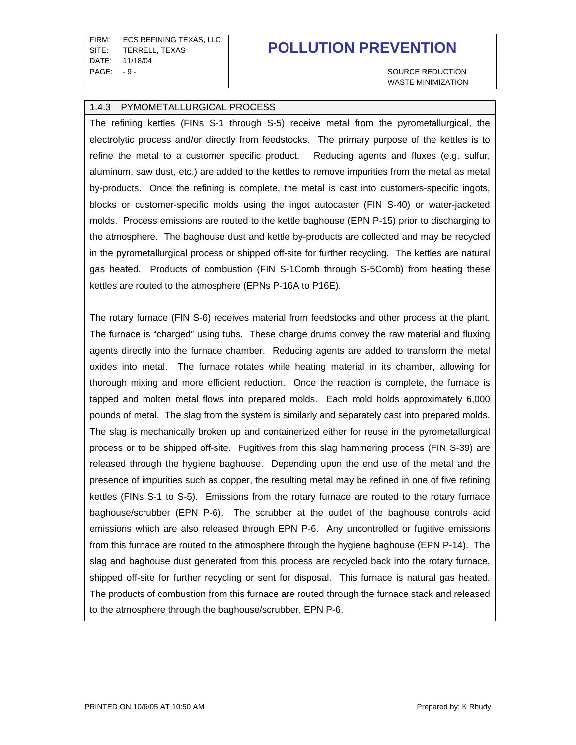### 1.4.3 PYMOMETALLURGICAL PROCESS

The refining kettles (FINs S-1 through S-5) receive metal from the pyrometallurgical, the electrolytic process and/or directly from feedstocks. The primary purpose of the kettles is to refine the metal to a customer specific product. Reducing agents and fluxes (e.g. sulfur, aluminum, saw dust, etc.) are added to the kettles to remove impurities from the metal as metal by-products. Once the refining is complete, the metal is cast into customers-specific ingots, blocks or customer-specific molds using the ingot autocaster (FIN S-40) or water-jacketed molds. Process emissions are routed to the kettle baghouse (EPN P-15) prior to discharging to the atmosphere. The baghouse dust and kettle by-products are collected and may be recycled in the pyrometallurgical process or shipped off-site for further recycling. The kettles are natural gas heated. Products of combustion (FIN S-1Comb through S-5Comb) from heating these kettles are routed to the atmosphere (EPNs P-16A to P16E).

The rotary furnace (FIN S-6) receives material from feedstocks and other process at the plant. The furnace is "charged" using tubs. These charge drums convey the raw material and fluxing agents directly into the furnace chamber. Reducing agents are added to transform the metal oxides into metal. The furnace rotates while heating material in its chamber, allowing for thorough mixing and more efficient reduction. Once the reaction is complete, the furnace is tapped and molten metal flows into prepared molds. Each mold holds approximately 6,000 pounds of metal. The slag from the system is similarly and separately cast into prepared molds. The slag is mechanically broken up and containerized either for reuse in the pyrometallurgical process or to be shipped off-site. Fugitives from this slag hammering process (FIN S-39) are released through the hygiene baghouse. Depending upon the end use of the metal and the presence of impurities such as copper, the resulting metal may be refined in one of five refining kettles (FINs S-1 to S-5). Emissions from the rotary furnace are routed to the rotary furnace baghouse/scrubber (EPN P-6). The scrubber at the outlet of the baghouse controls acid emissions which are also released through EPN P-6. Any uncontrolled or fugitive emissions from this furnace are routed to the atmosphere through the hygiene baghouse (EPN P-14). The slag and baghouse dust generated from this process are recycled back into the rotary furnace, shipped off-site for further recycling or sent for disposal. This furnace is natural gas heated. The products of combustion from this furnace are routed through the furnace stack and released to the atmosphere through the baghouse/scrubber, EPN P-6.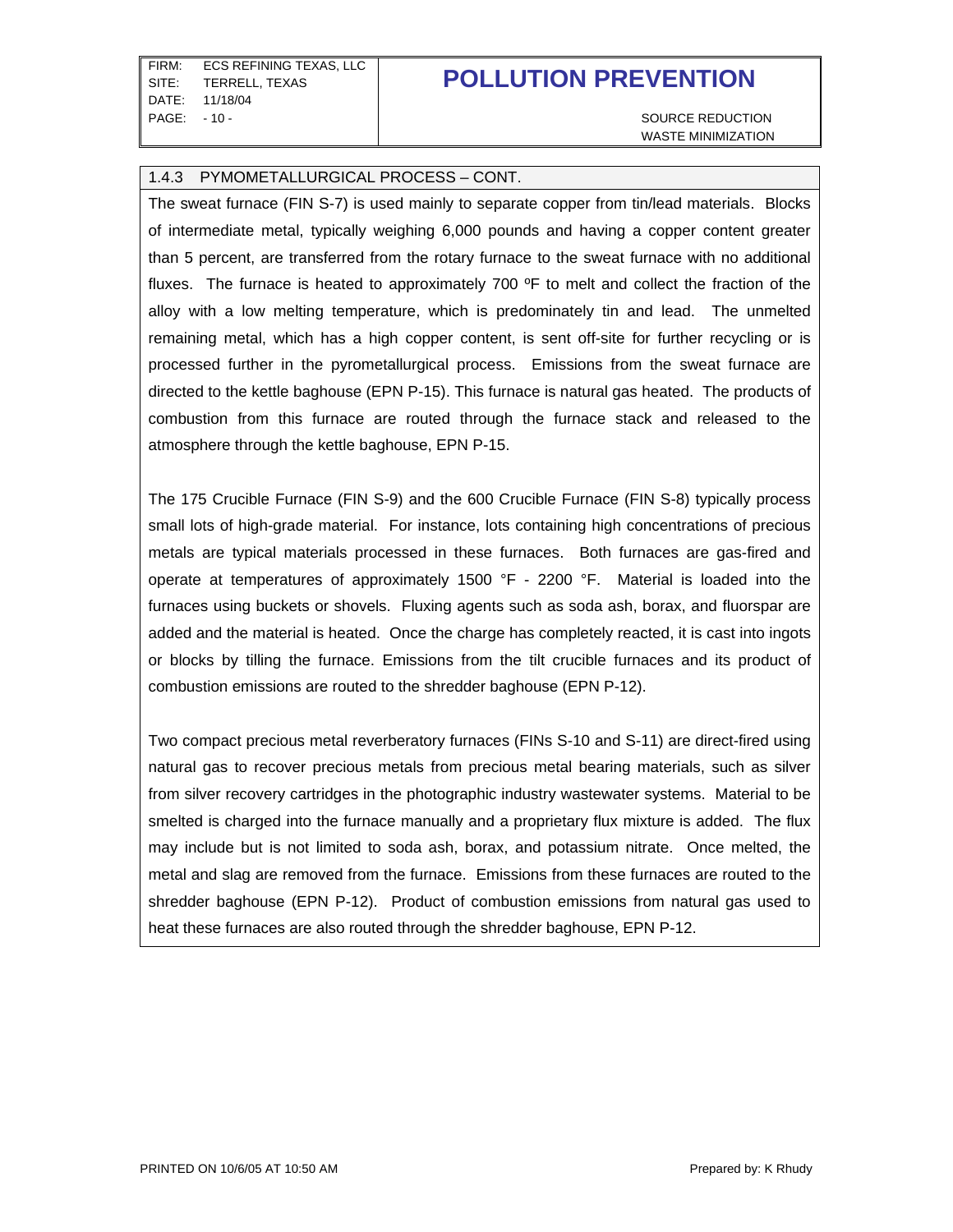### 1.4.3 PYMOMETALLURGICAL PROCESS – CONT.

The sweat furnace (FIN S-7) is used mainly to separate copper from tin/lead materials. Blocks of intermediate metal, typically weighing 6,000 pounds and having a copper content greater than 5 percent, are transferred from the rotary furnace to the sweat furnace with no additional fluxes. The furnace is heated to approximately 700 ºF to melt and collect the fraction of the alloy with a low melting temperature, which is predominately tin and lead. The unmelted remaining metal, which has a high copper content, is sent off-site for further recycling or is processed further in the pyrometallurgical process. Emissions from the sweat furnace are directed to the kettle baghouse (EPN P-15). This furnace is natural gas heated. The products of combustion from this furnace are routed through the furnace stack and released to the atmosphere through the kettle baghouse, EPN P-15.

The 175 Crucible Furnace (FIN S-9) and the 600 Crucible Furnace (FIN S-8) typically process small lots of high-grade material. For instance, lots containing high concentrations of precious metals are typical materials processed in these furnaces. Both furnaces are gas-fired and operate at temperatures of approximately 1500 °F - 2200 °F. Material is loaded into the furnaces using buckets or shovels. Fluxing agents such as soda ash, borax, and fluorspar are added and the material is heated. Once the charge has completely reacted, it is cast into ingots or blocks by tilling the furnace. Emissions from the tilt crucible furnaces and its product of combustion emissions are routed to the shredder baghouse (EPN P-12).

Two compact precious metal reverberatory furnaces (FINs S-10 and S-11) are direct-fired using natural gas to recover precious metals from precious metal bearing materials, such as silver from silver recovery cartridges in the photographic industry wastewater systems. Material to be smelted is charged into the furnace manually and a proprietary flux mixture is added. The flux may include but is not limited to soda ash, borax, and potassium nitrate. Once melted, the metal and slag are removed from the furnace. Emissions from these furnaces are routed to the shredder baghouse (EPN P-12). Product of combustion emissions from natural gas used to heat these furnaces are also routed through the shredder baghouse, EPN P-12.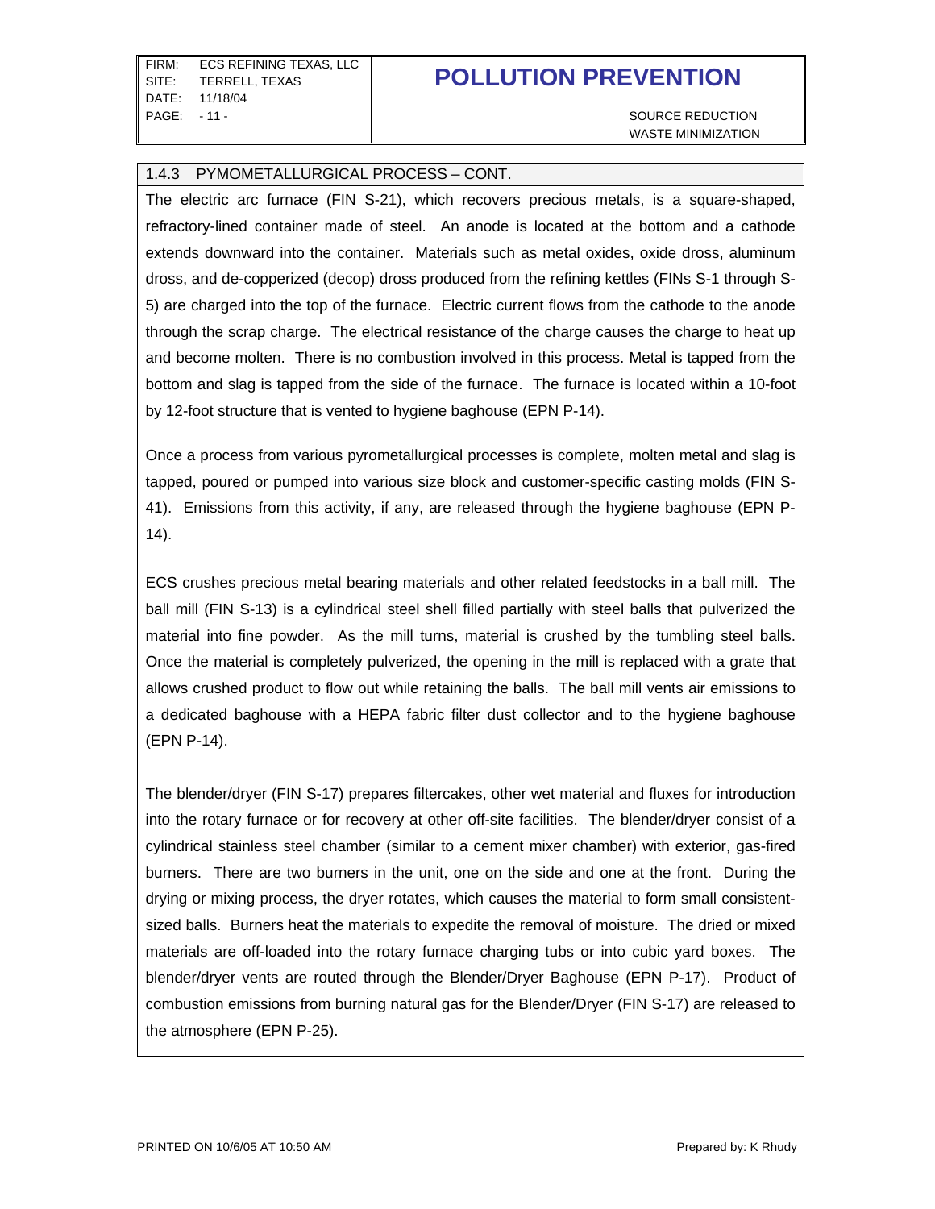### 1.4.3 PYMOMETALLURGICAL PROCESS – CONT.

The electric arc furnace (FIN S-21), which recovers precious metals, is a square-shaped, refractory-lined container made of steel. An anode is located at the bottom and a cathode extends downward into the container. Materials such as metal oxides, oxide dross, aluminum dross, and de-copperized (decop) dross produced from the refining kettles (FINs S-1 through S-5) are charged into the top of the furnace. Electric current flows from the cathode to the anode through the scrap charge. The electrical resistance of the charge causes the charge to heat up and become molten. There is no combustion involved in this process. Metal is tapped from the bottom and slag is tapped from the side of the furnace. The furnace is located within a 10-foot by 12-foot structure that is vented to hygiene baghouse (EPN P-14).

Once a process from various pyrometallurgical processes is complete, molten metal and slag is tapped, poured or pumped into various size block and customer-specific casting molds (FIN S-41). Emissions from this activity, if any, are released through the hygiene baghouse (EPN P-14).

ECS crushes precious metal bearing materials and other related feedstocks in a ball mill. The ball mill (FIN S-13) is a cylindrical steel shell filled partially with steel balls that pulverized the material into fine powder. As the mill turns, material is crushed by the tumbling steel balls. Once the material is completely pulverized, the opening in the mill is replaced with a grate that allows crushed product to flow out while retaining the balls. The ball mill vents air emissions to a dedicated baghouse with a HEPA fabric filter dust collector and to the hygiene baghouse (EPN P-14).

The blender/dryer (FIN S-17) prepares filtercakes, other wet material and fluxes for introduction into the rotary furnace or for recovery at other off-site facilities. The blender/dryer consist of a cylindrical stainless steel chamber (similar to a cement mixer chamber) with exterior, gas-fired burners. There are two burners in the unit, one on the side and one at the front. During the drying or mixing process, the dryer rotates, which causes the material to form small consistent-sized balls. Burners heat the materials to expedite the removal of moisture. The dried or mixed materials are off-loaded into the rotary furnace charging tubs or into cubic yard boxes. The blender/dryer vents are routed through the Blender/Dryer Baghouse (EPN P-17). Product of combustion emissions from burning natural gas for the Blender/Dryer (FIN S-17) are released to the atmosphere (EPN P-25).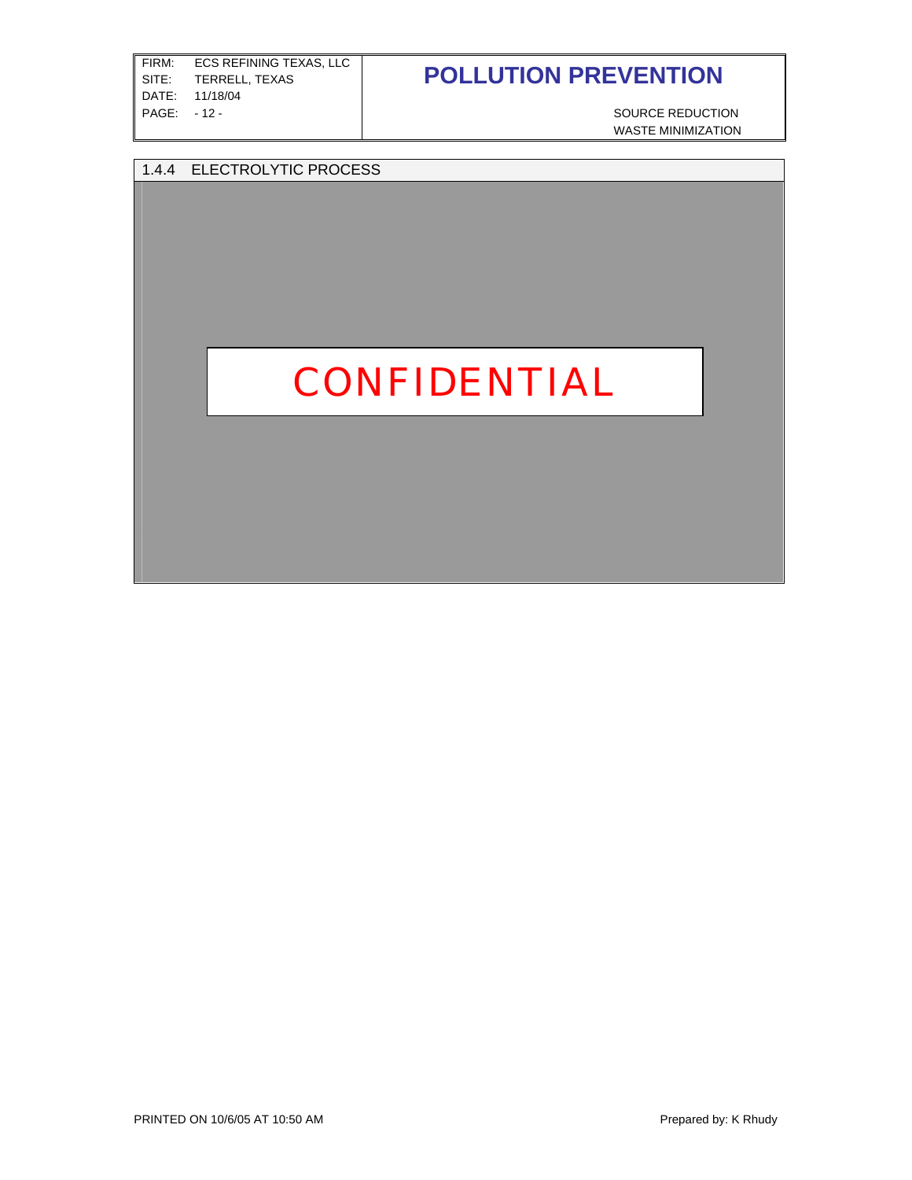## 1.4.4 ELECTROLYTIC PROCESS

CONFIDENTIAL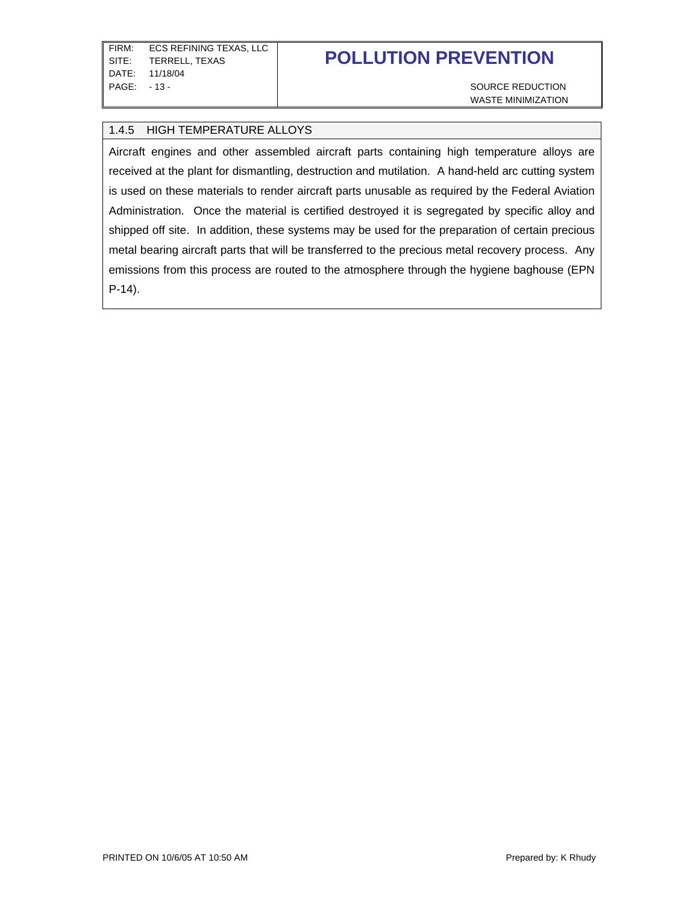### 1.4.5 HIGH TEMPERATURE ALLOYS

Aircraft engines and other assembled aircraft parts containing high temperature alloys are received at the plant for dismantling, destruction and mutilation. A hand-held arc cutting system is used on these materials to render aircraft parts unusable as required by the Federal Aviation Administration. Once the material is certified destroyed it is segregated by specific alloy and shipped off site. In addition, these systems may be used for the preparation of certain precious metal bearing aircraft parts that will be transferred to the precious metal recovery process. Any emissions from this process are routed to the atmosphere through the hygiene baghouse (EPN P-14).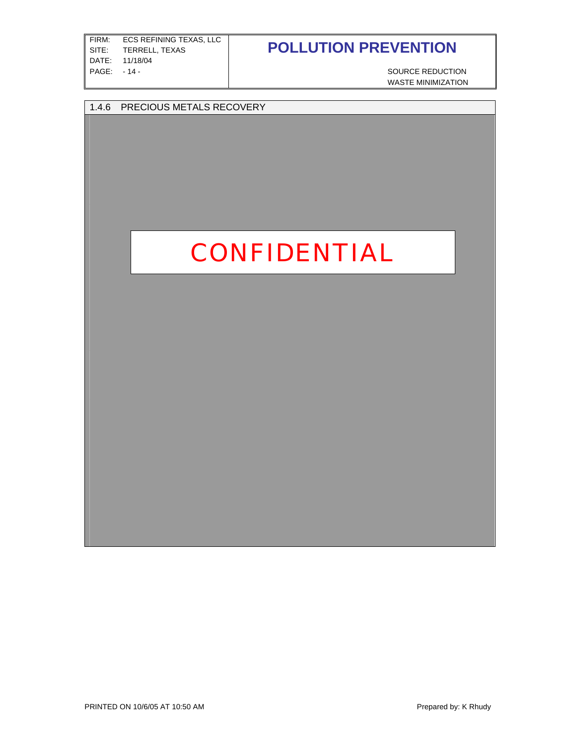## 1.4.6 PRECIOUS METALS RECOVERY

CONFIDENTIAL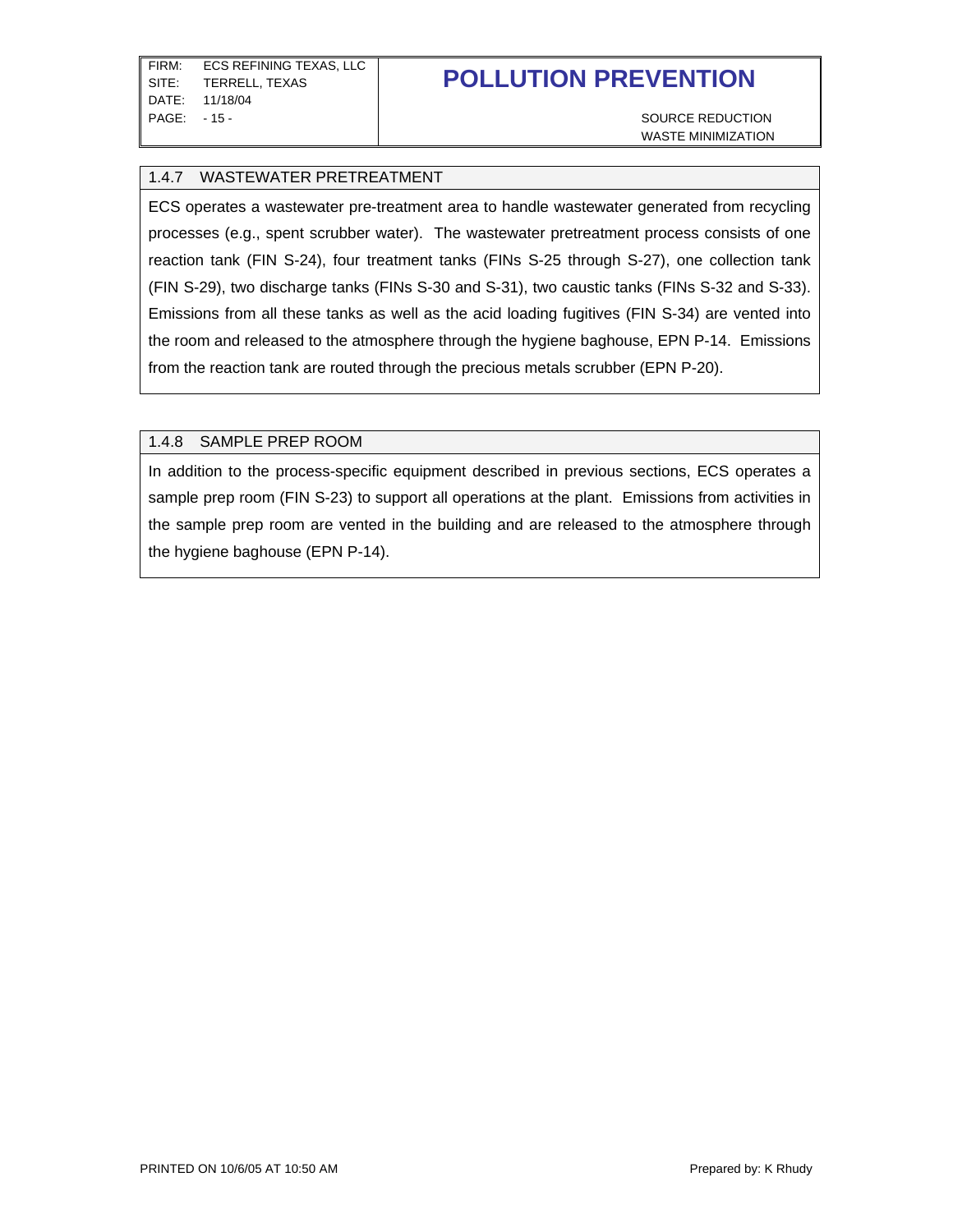### 1.4.7 WASTEWATER PRETREATMENT

ECS operates a wastewater pre-treatment area to handle wastewater generated from recycling processes (e.g., spent scrubber water). The wastewater pretreatment process consists of one reaction tank (FIN S-24), four treatment tanks (FINs S-25 through S-27), one collection tank (FIN S-29), two discharge tanks (FINs S-30 and S-31), two caustic tanks (FINs S-32 and S-33). Emissions from all these tanks as well as the acid loading fugitives (FIN S-34) are vented into the room and released to the atmosphere through the hygiene baghouse, EPN P-14. Emissions from the reaction tank are routed through the precious metals scrubber (EPN P-20).

### 1.4.8 SAMPLE PREP ROOM

In addition to the process-specific equipment described in previous sections, ECS operates a sample prep room (FIN S-23) to support all operations at the plant. Emissions from activities in the sample prep room are vented in the building and are released to the atmosphere through the hygiene baghouse (EPN P-14).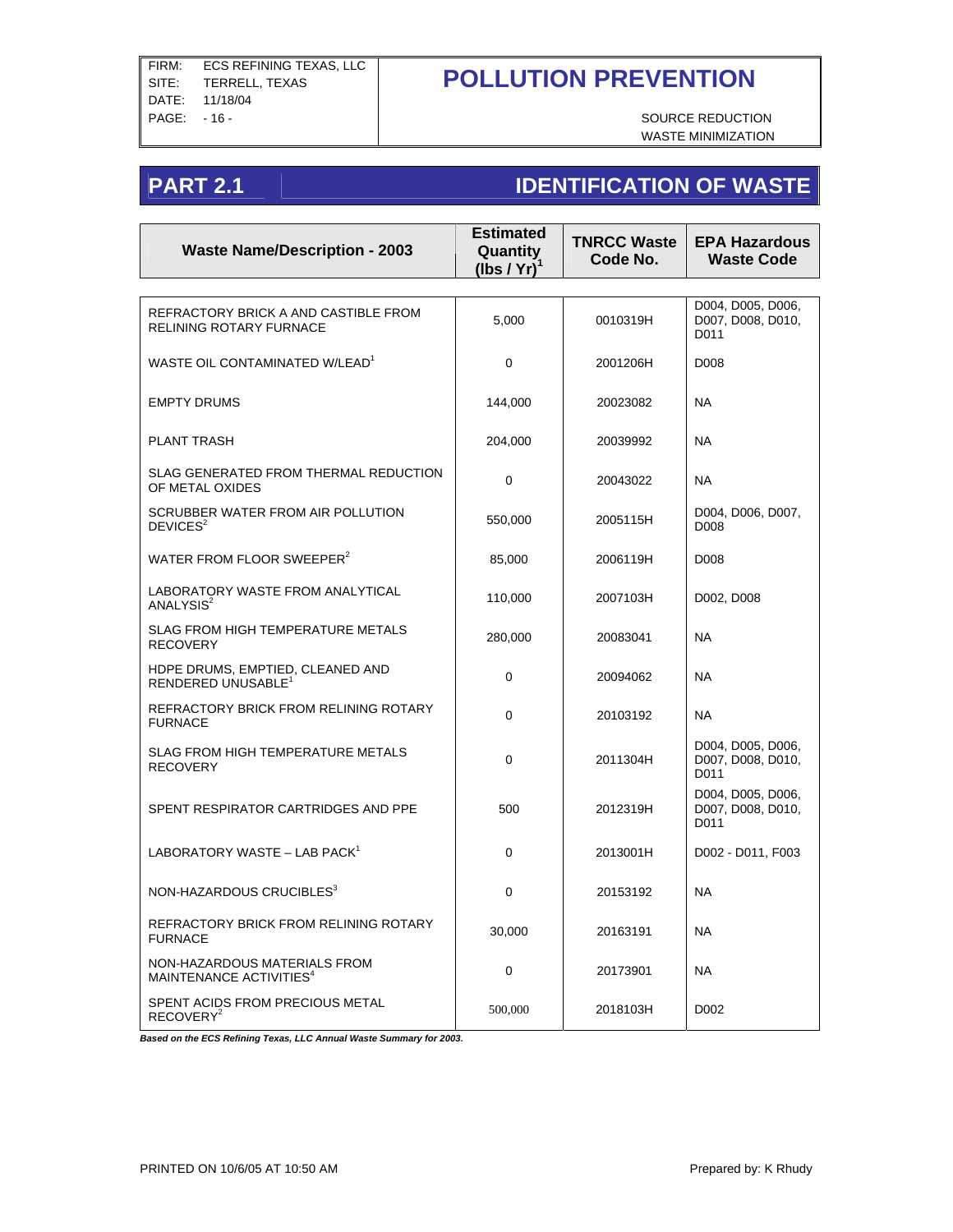## PART 2.1 IDENTIFICATION OF WASTE

| Waste Name/Description - 2003 | Estimated Quantity (lbs / Yr)[1] | TNRCC Waste Code No. | EPA Hazardous Waste Code |
|---|---|---|---|
| REFRACTORY BRICK A AND CASTIBLE FROM RELINING ROTARY FURNACE | 5,000 | 0010319H | D004, D005, D006, D007, D008, D010, D011 |
| WASTE OIL CONTAMINATED W/LEAD[1] | 0 | 2001206H | D008 |
| EMPTY DRUMS | 144,000 | 20023082 | NA |
| PLANT TRASH | 204,000 | 20039992 | NA |
| SLAG GENERATED FROM THERMAL REDUCTION OF METAL OXIDES | 0 | 20043022 | NA |
| SCRUBBER WATER FROM AIR POLLUTION DEVICES[2] | 550,000 | 2005115H | D004, D006, D007, D008 |
| WATER FROM FLOOR SWEEPER[2] | 85,000 | 2006119H | D008 |
| LABORATORY WASTE FROM ANALYTICAL ANALYSIS[2] | 110,000 | 2007103H | D002, D008 |
| SLAG FROM HIGH TEMPERATURE METALS RECOVERY | 280,000 | 20083041 | NA |
| HDPE DRUMS, EMPTIED, CLEANED AND RENDERED UNUSABLE[1] | 0 | 20094062 | NA |
| REFRACTORY BRICK FROM RELINING ROTARY FURNACE | 0 | 20103192 | NA |
| SLAG FROM HIGH TEMPERATURE METALS RECOVERY | 0 | 2011304H | D004, D005, D006, D007, D008, D010, D011 |
| SPENT RESPIRATOR CARTRIDGES AND PPE | 500 | 2012319H | D004, D005, D006, D007, D008, D010, D011 |
| LABORATORY WASTE – LAB PACK[1] | 0 | 2013001H | D002 - D011, F003 |
| NON-HAZARDOUS CRUCIBLES[3] | 0 | 20153192 | NA |
| REFRACTORY BRICK FROM RELINING ROTARY FURNACE | 30,000 | 20163191 | NA |
| NON-HAZARDOUS MATERIALS FROM MAINTENANCE ACTIVITIES[4] | 0 | 20173901 | NA |
| SPENT ACIDS FROM PRECIOUS METAL RECOVERY[2] | 500,000 | 2018103H | D002 |

***Based on the ECS Refining Texas, LLC Annual Waste Summary for 2003.***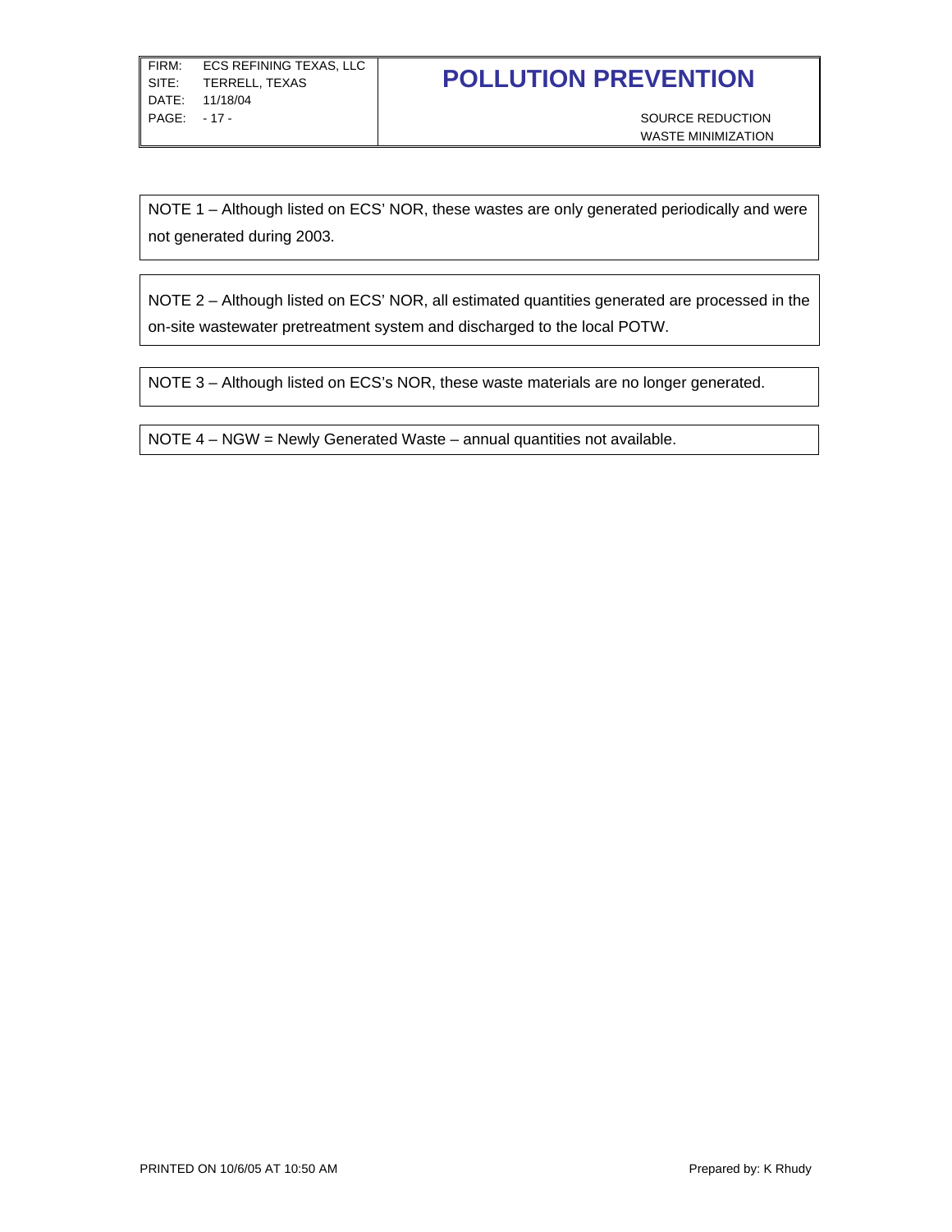NOTE 1 – Although listed on ECS' NOR, these wastes are only generated periodically and were not generated during 2003.

NOTE 2 – Although listed on ECS' NOR, all estimated quantities generated are processed in the on-site wastewater pretreatment system and discharged to the local POTW.

NOTE 3 – Although listed on ECS's NOR, these waste materials are no longer generated.

NOTE 4 – NGW = Newly Generated Waste – annual quantities not available.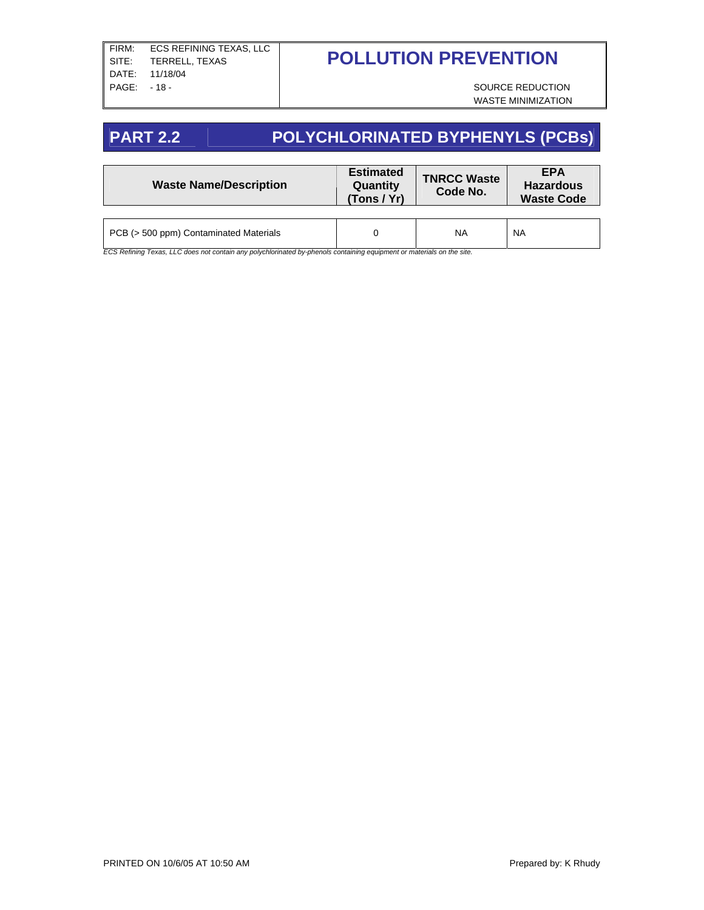FIRM: ECS REFINING TEXAS, LLC
SITE: TERRELL, TEXAS
DATE: 11/18/04

# POLLUTION PREVENTION

SOURCE REDUCTION
WASTE MINIMIZATION

## PART 2.2 POLYCHLORINATED BYPHENYLS (PCBs)

| Waste Name/Description | Estimated Quantity (Tons / Yr) | TNRCC Waste Code No. | EPA Hazardous Waste Code |
|---|---|---|---|
| PCB (> 500 ppm) Contaminated Materials | 0 | NA | NA |

*ECS Refining Texas, LLC does not contain any polychlorinated by-phenols containing equipment or materials on the site.*

PRINTED ON 10/6/05 AT 10:50 AM

Prepared by: K Rhudy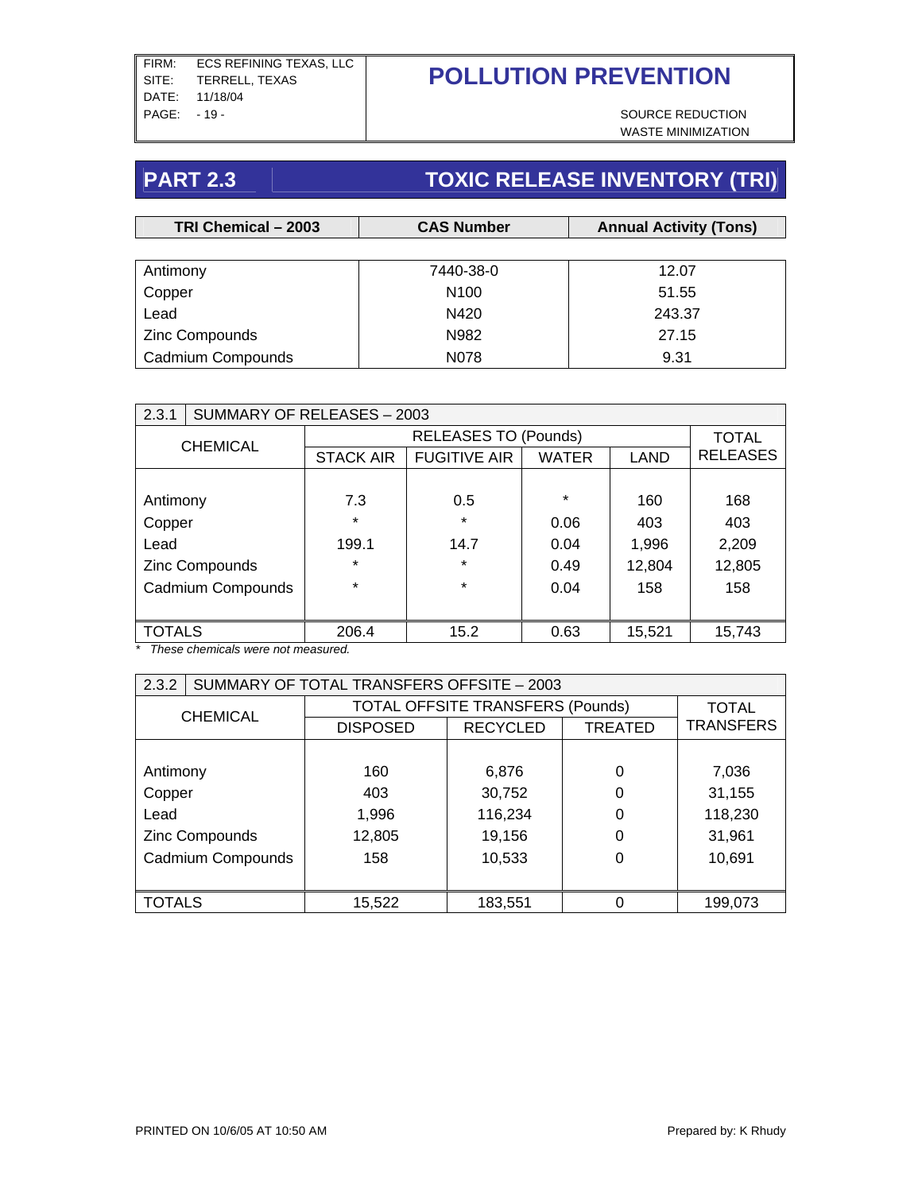# POLLUTION PREVENTION

SOURCE REDUCTION
WASTE MINIMIZATION

## PART 2.3 TOXIC RELEASE INVENTORY (TRI)

| TRI Chemical – 2003 | CAS Number | Annual Activity (Tons) |
|---|---|---|
| Antimony | 7440-38-0 | 12.07 |
| Copper | N100 | 51.55 |
| Lead | N420 | 243.37 |
| Zinc Compounds | N982 | 27.15 |
| Cadmium Compounds | N078 | 9.31 |

### 2.3.1 SUMMARY OF RELEASES – 2003

| CHEMICAL | RELEASES TO (Pounds) | | | | TOTAL RELEASES |
|---|---|---|---|---|---|
| | STACK AIR | FUGITIVE AIR | WATER | LAND | |
| Antimony | 7.3 | 0.5 | * | 160 | 168 |
| Copper | * | * | 0.06 | 403 | 403 |
| Lead | 199.1 | 14.7 | 0.04 | 1,996 | 2,209 |
| Zinc Compounds | * | * | 0.49 | 12,804 | 12,805 |
| Cadmium Compounds | * | * | 0.04 | 158 | 158 |
| TOTALS | 206.4 | 15.2 | 0.63 | 15,521 | 15,743 |

*\* These chemicals were not measured.*

### 2.3.2 SUMMARY OF TOTAL TRANSFERS OFFSITE – 2003

| CHEMICAL | TOTAL OFFSITE TRANSFERS (Pounds) | | | TOTAL TRANSFERS |
|---|---|---|---|---|
| | DISPOSED | RECYCLED | TREATED | |
| Antimony | 160 | 6,876 | 0 | 7,036 |
| Copper | 403 | 30,752 | 0 | 31,155 |
| Lead | 1,996 | 116,234 | 0 | 118,230 |
| Zinc Compounds | 12,805 | 19,156 | 0 | 31,961 |
| Cadmium Compounds | 158 | 10,533 | 0 | 10,691 |
| TOTALS | 15,522 | 183,551 | 0 | 199,073 |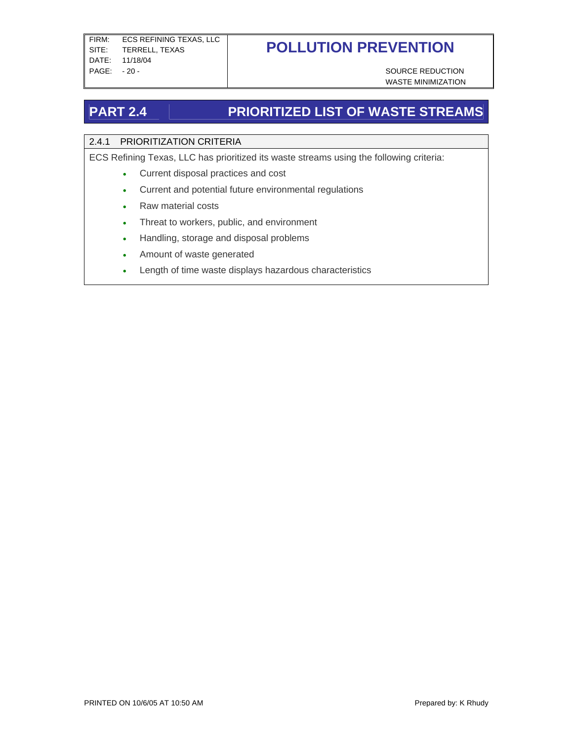## PART 2.4 PRIORITIZED LIST OF WASTE STREAMS

### 2.4.1 PRIORITIZATION CRITERIA

ECS Refining Texas, LLC has prioritized its waste streams using the following criteria:

- Current disposal practices and cost
- Current and potential future environmental regulations
- Raw material costs
- Threat to workers, public, and environment
- Handling, storage and disposal problems
- Amount of waste generated
- Length of time waste displays hazardous characteristics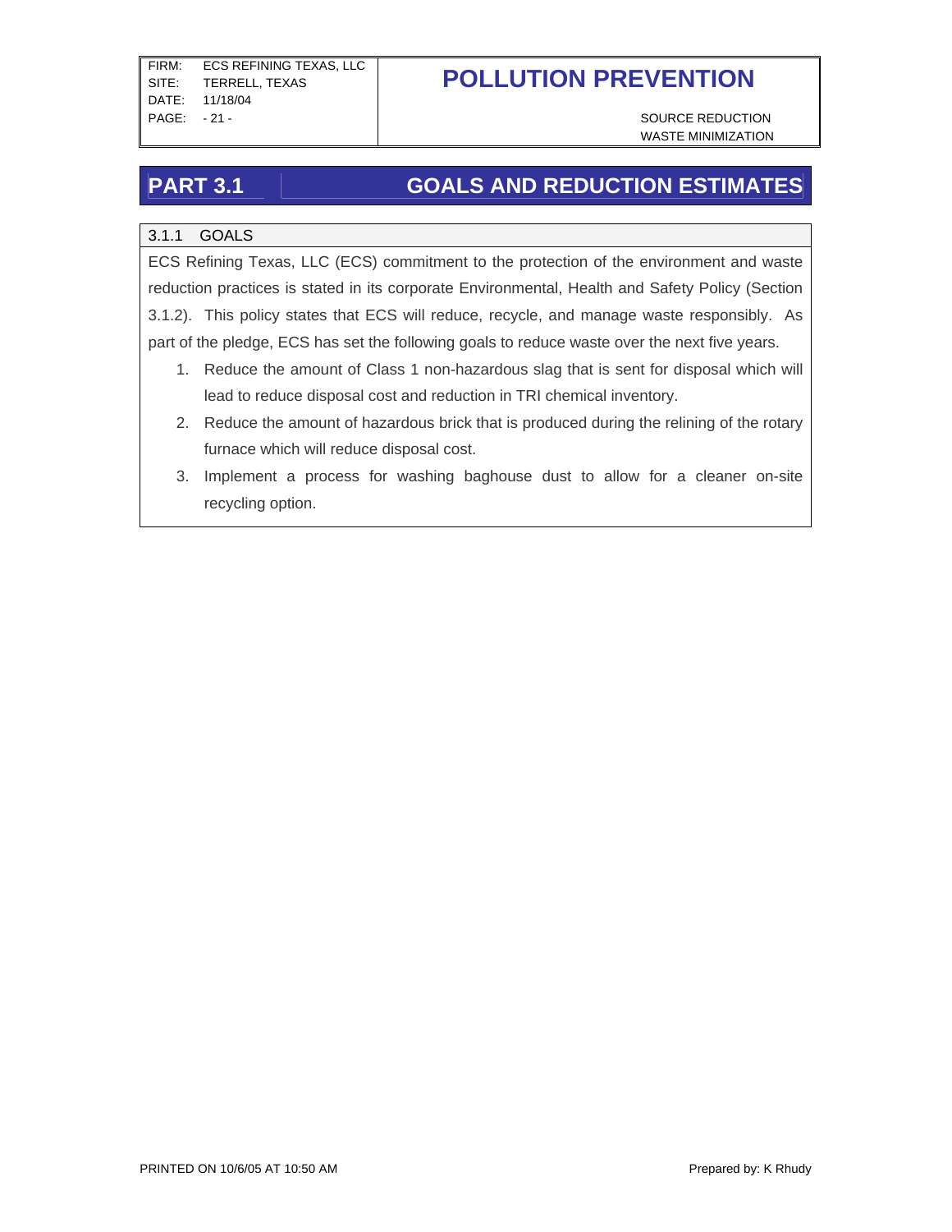## PART 3.1 GOALS AND REDUCTION ESTIMATES

### 3.1.1 GOALS

ECS Refining Texas, LLC (ECS) commitment to the protection of the environment and waste reduction practices is stated in its corporate Environmental, Health and Safety Policy (Section 3.1.2). This policy states that ECS will reduce, recycle, and manage waste responsibly. As part of the pledge, ECS has set the following goals to reduce waste over the next five years.

1. Reduce the amount of Class 1 non-hazardous slag that is sent for disposal which will lead to reduce disposal cost and reduction in TRI chemical inventory.
2. Reduce the amount of hazardous brick that is produced during the relining of the rotary furnace which will reduce disposal cost.
3. Implement a process for washing baghouse dust to allow for a cleaner on-site recycling option.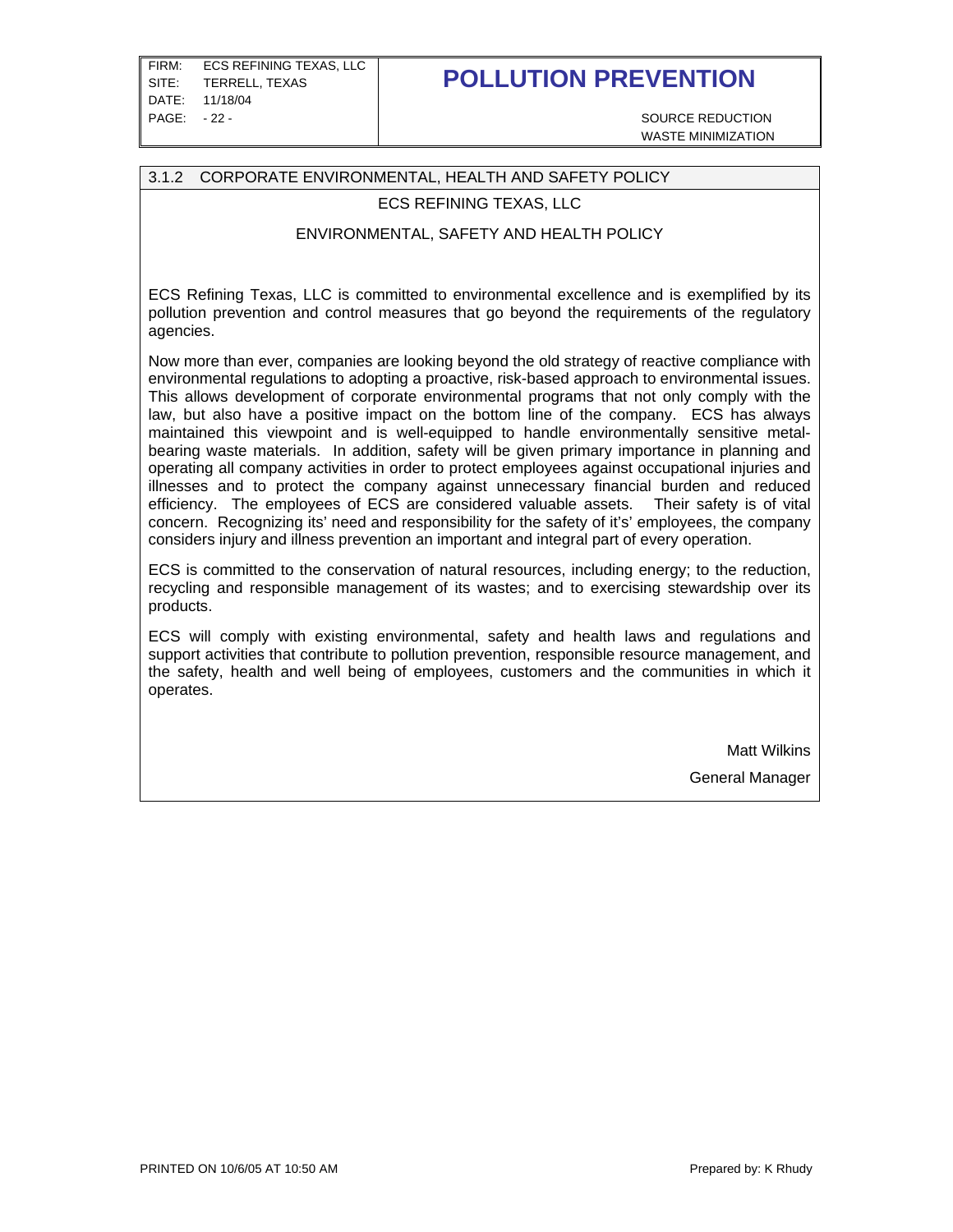### 3.1.2 CORPORATE ENVIRONMENTAL, HEALTH AND SAFETY POLICY

ECS REFINING TEXAS, LLC

ENVIRONMENTAL, SAFETY AND HEALTH POLICY

ECS Refining Texas, LLC is committed to environmental excellence and is exemplified by its pollution prevention and control measures that go beyond the requirements of the regulatory agencies.

Now more than ever, companies are looking beyond the old strategy of reactive compliance with environmental regulations to adopting a proactive, risk-based approach to environmental issues. This allows development of corporate environmental programs that not only comply with the law, but also have a positive impact on the bottom line of the company. ECS has always maintained this viewpoint and is well-equipped to handle environmentally sensitive metal-bearing waste materials. In addition, safety will be given primary importance in planning and operating all company activities in order to protect employees against occupational injuries and illnesses and to protect the company against unnecessary financial burden and reduced efficiency. The employees of ECS are considered valuable assets. Their safety is of vital concern. Recognizing its' need and responsibility for the safety of it's' employees, the company considers injury and illness prevention an important and integral part of every operation.

ECS is committed to the conservation of natural resources, including energy; to the reduction, recycling and responsible management of its wastes; and to exercising stewardship over its products.

ECS will comply with existing environmental, safety and health laws and regulations and support activities that contribute to pollution prevention, responsible resource management, and the safety, health and well being of employees, customers and the communities in which it operates.

Matt Wilkins

General Manager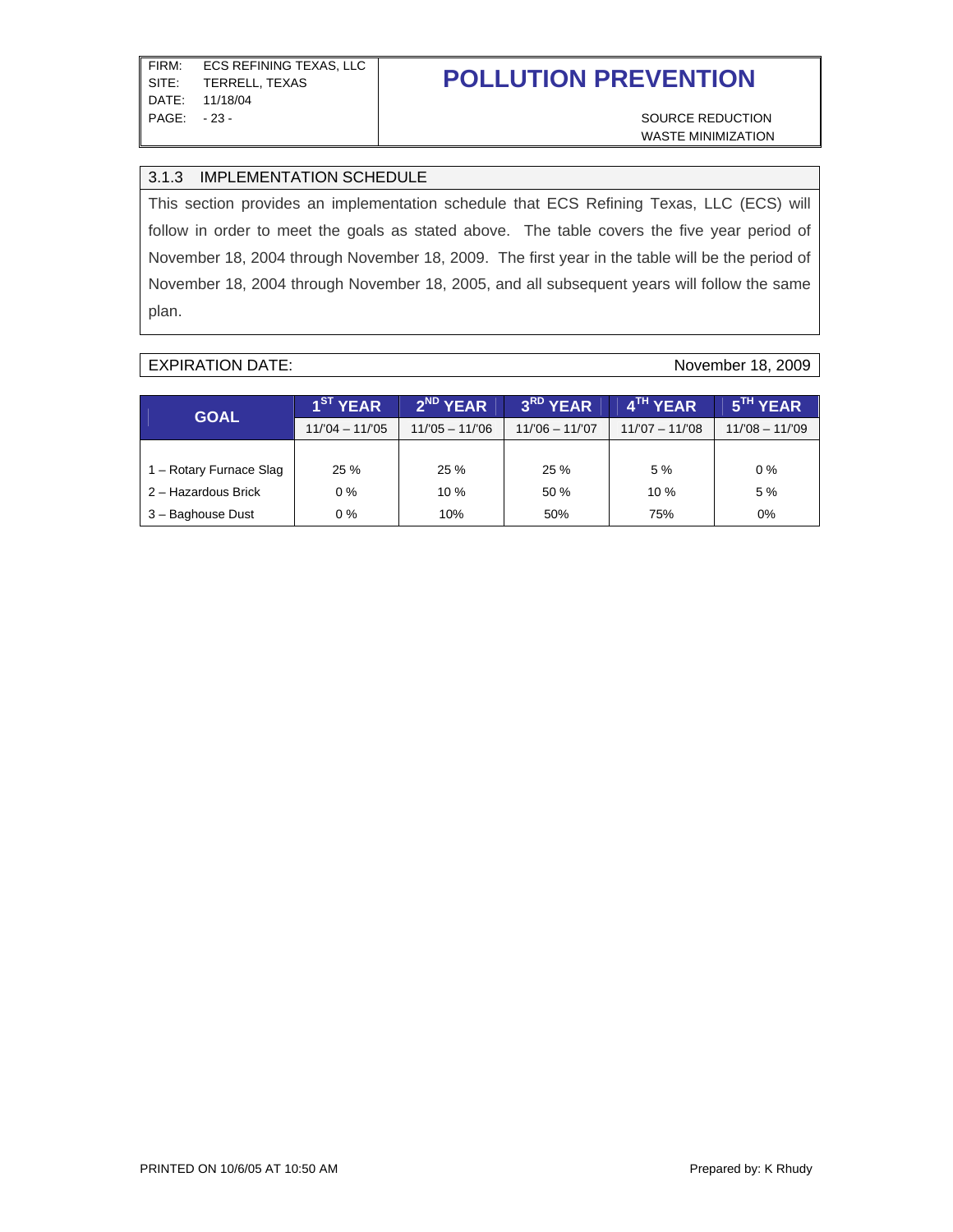### 3.1.3 IMPLEMENTATION SCHEDULE

This section provides an implementation schedule that ECS Refining Texas, LLC (ECS) will follow in order to meet the goals as stated above. The table covers the five year period of November 18, 2004 through November 18, 2009. The first year in the table will be the period of November 18, 2004 through November 18, 2005, and all subsequent years will follow the same plan.

EXPIRATION DATE: November 18, 2009

| GOAL | 1ST YEAR | 2ND YEAR | 3RD YEAR | 4TH YEAR | 5TH YEAR |
|---|---|---|---|---|---|
| | 11/'04 – 11/'05 | 11/'05 – 11/'06 | 11/'06 – 11/'07 | 11/'07 – 11/'08 | 11/'08 – 11/'09 |
| 1 – Rotary Furnace Slag | 25 % | 25 % | 25 % | 5 % | 0 % |
| 2 – Hazardous Brick | 0 % | 10 % | 50 % | 10 % | 5 % |
| 3 – Baghouse Dust | 0 % | 10% | 50% | 75% | 0% |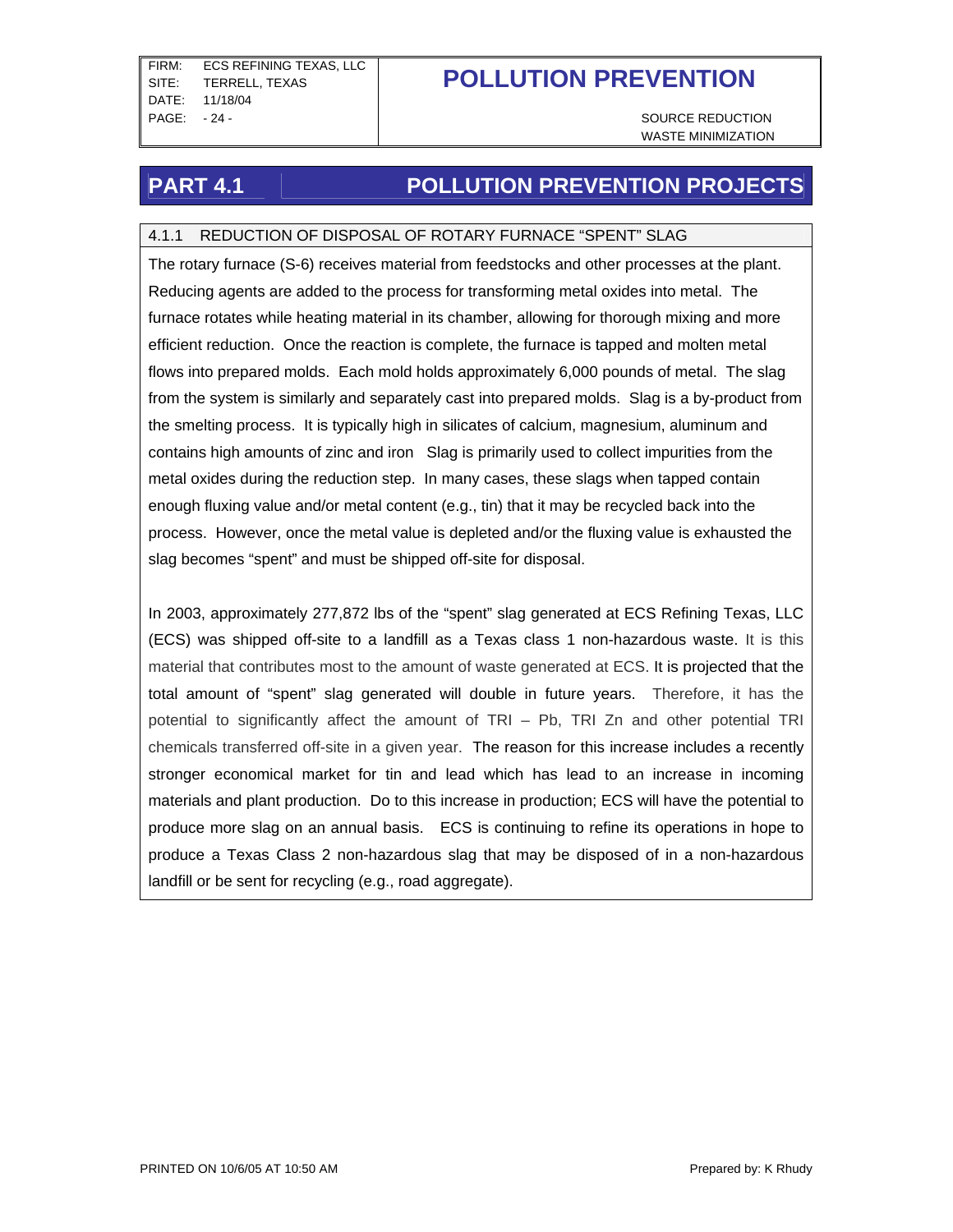# POLLUTION PREVENTION

SOURCE REDUCTION
WASTE MINIMIZATION

## PART 4.1 POLLUTION PREVENTION PROJECTS

### 4.1.1 REDUCTION OF DISPOSAL OF ROTARY FURNACE "SPENT" SLAG

The rotary furnace (S-6) receives material from feedstocks and other processes at the plant. Reducing agents are added to the process for transforming metal oxides into metal. The furnace rotates while heating material in its chamber, allowing for thorough mixing and more efficient reduction. Once the reaction is complete, the furnace is tapped and molten metal flows into prepared molds. Each mold holds approximately 6,000 pounds of metal. The slag from the system is similarly and separately cast into prepared molds. Slag is a by-product from the smelting process. It is typically high in silicates of calcium, magnesium, aluminum and contains high amounts of zinc and iron Slag is primarily used to collect impurities from the metal oxides during the reduction step. In many cases, these slags when tapped contain enough fluxing value and/or metal content (e.g., tin) that it may be recycled back into the process. However, once the metal value is depleted and/or the fluxing value is exhausted the slag becomes "spent" and must be shipped off-site for disposal.

In 2003, approximately 277,872 lbs of the "spent" slag generated at ECS Refining Texas, LLC (ECS) was shipped off-site to a landfill as a Texas class 1 non-hazardous waste. It is this material that contributes most to the amount of waste generated at ECS. It is projected that the total amount of "spent" slag generated will double in future years. Therefore, it has the potential to significantly affect the amount of TRI – Pb, TRI Zn and other potential TRI chemicals transferred off-site in a given year. The reason for this increase includes a recently stronger economical market for tin and lead which has lead to an increase in incoming materials and plant production. Do to this increase in production; ECS will have the potential to produce more slag on an annual basis. ECS is continuing to refine its operations in hope to produce a Texas Class 2 non-hazardous slag that may be disposed of in a non-hazardous landfill or be sent for recycling (e.g., road aggregate).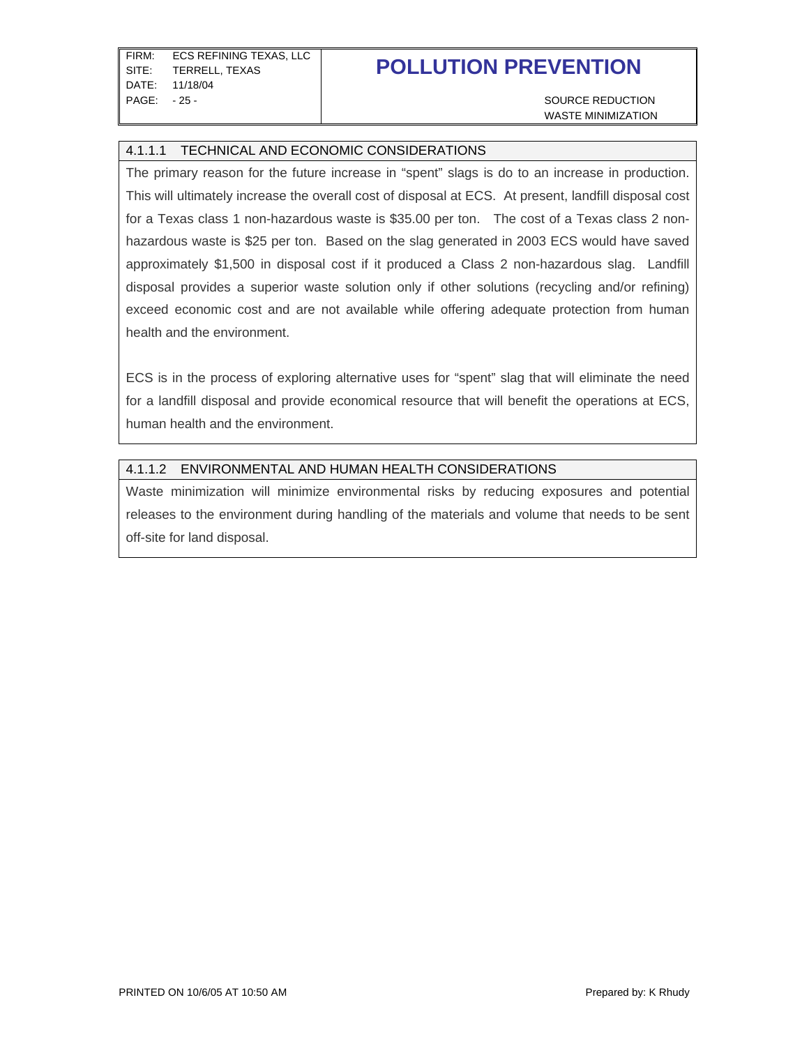#### 4.1.1.1 TECHNICAL AND ECONOMIC CONSIDERATIONS

The primary reason for the future increase in "spent" slags is do to an increase in production. This will ultimately increase the overall cost of disposal at ECS. At present, landfill disposal cost for a Texas class 1 non-hazardous waste is $35.00 per ton. The cost of a Texas class 2 non-hazardous waste is $25 per ton. Based on the slag generated in 2003 ECS would have saved approximately $1,500 in disposal cost if it produced a Class 2 non-hazardous slag. Landfill disposal provides a superior waste solution only if other solutions (recycling and/or refining) exceed economic cost and are not available while offering adequate protection from human health and the environment.

ECS is in the process of exploring alternative uses for "spent" slag that will eliminate the need for a landfill disposal and provide economical resource that will benefit the operations at ECS, human health and the environment.

#### 4.1.1.2 ENVIRONMENTAL AND HUMAN HEALTH CONSIDERATIONS

Waste minimization will minimize environmental risks by reducing exposures and potential releases to the environment during handling of the materials and volume that needs to be sent off-site for land disposal.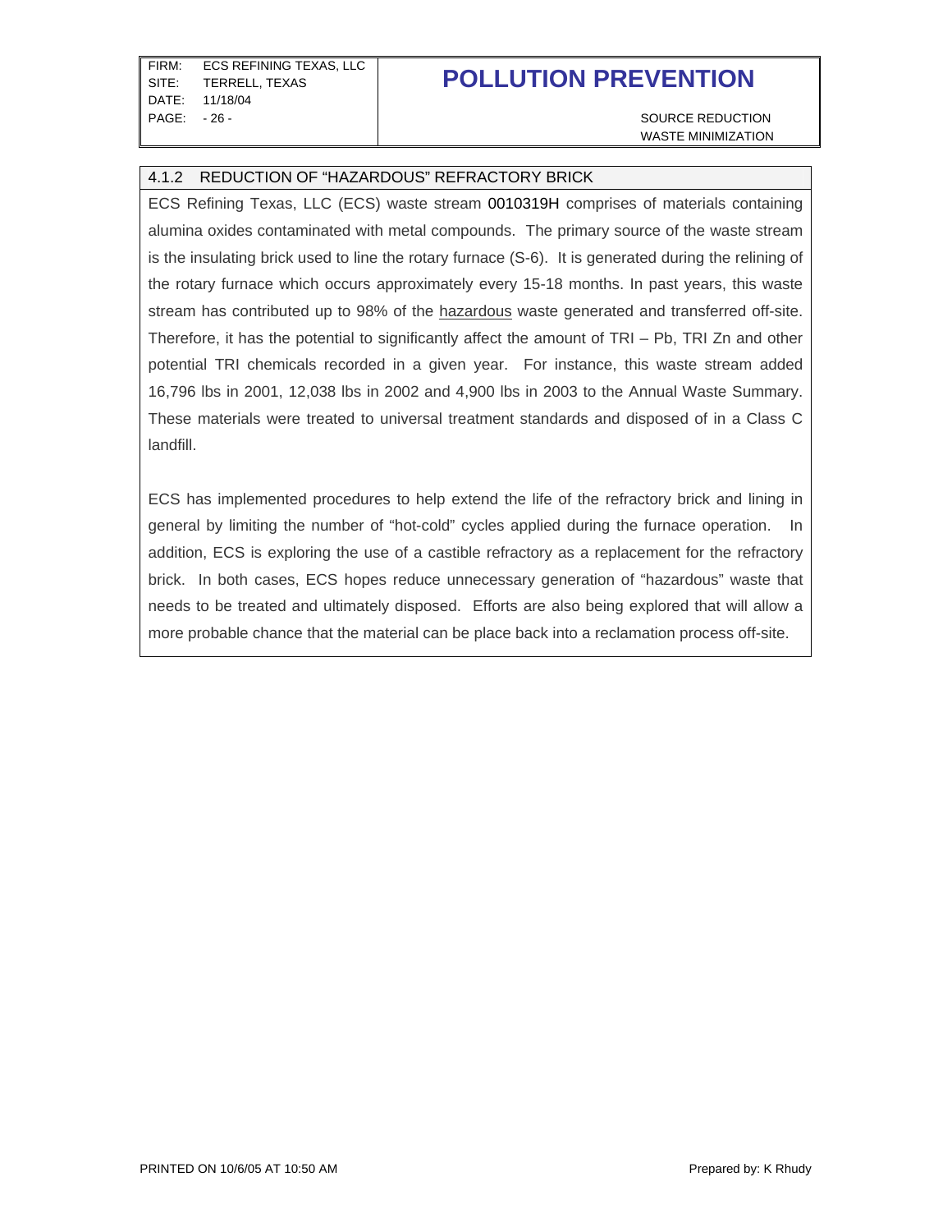### 4.1.2 REDUCTION OF "HAZARDOUS" REFRACTORY BRICK

ECS Refining Texas, LLC (ECS) waste stream 0010319H comprises of materials containing alumina oxides contaminated with metal compounds. The primary source of the waste stream is the insulating brick used to line the rotary furnace (S-6). It is generated during the relining of the rotary furnace which occurs approximately every 15-18 months. In past years, this waste stream has contributed up to 98% of the hazardous waste generated and transferred off-site. Therefore, it has the potential to significantly affect the amount of TRI – Pb, TRI Zn and other potential TRI chemicals recorded in a given year. For instance, this waste stream added 16,796 lbs in 2001, 12,038 lbs in 2002 and 4,900 lbs in 2003 to the Annual Waste Summary. These materials were treated to universal treatment standards and disposed of in a Class C landfill.

ECS has implemented procedures to help extend the life of the refractory brick and lining in general by limiting the number of "hot-cold" cycles applied during the furnace operation. In addition, ECS is exploring the use of a castible refractory as a replacement for the refractory brick. In both cases, ECS hopes reduce unnecessary generation of "hazardous" waste that needs to be treated and ultimately disposed. Efforts are also being explored that will allow a more probable chance that the material can be place back into a reclamation process off-site.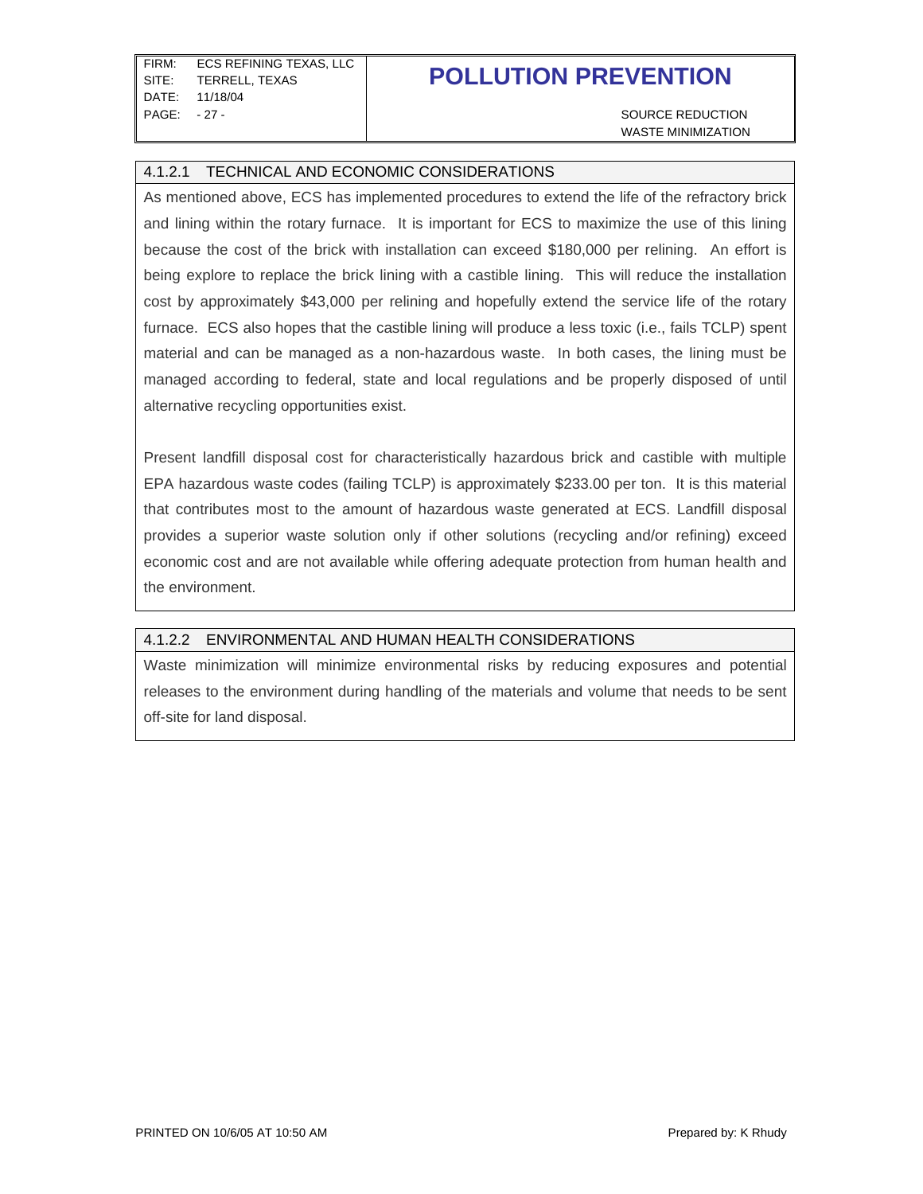#### 4.1.2.1 TECHNICAL AND ECONOMIC CONSIDERATIONS

As mentioned above, ECS has implemented procedures to extend the life of the refractory brick and lining within the rotary furnace. It is important for ECS to maximize the use of this lining because the cost of the brick with installation can exceed $180,000 per relining. An effort is being explore to replace the brick lining with a castible lining. This will reduce the installation cost by approximately $43,000 per relining and hopefully extend the service life of the rotary furnace. ECS also hopes that the castible lining will produce a less toxic (i.e., fails TCLP) spent material and can be managed as a non-hazardous waste. In both cases, the lining must be managed according to federal, state and local regulations and be properly disposed of until alternative recycling opportunities exist.

Present landfill disposal cost for characteristically hazardous brick and castible with multiple EPA hazardous waste codes (failing TCLP) is approximately $233.00 per ton. It is this material that contributes most to the amount of hazardous waste generated at ECS. Landfill disposal provides a superior waste solution only if other solutions (recycling and/or refining) exceed economic cost and are not available while offering adequate protection from human health and the environment.

#### 4.1.2.2 ENVIRONMENTAL AND HUMAN HEALTH CONSIDERATIONS

Waste minimization will minimize environmental risks by reducing exposures and potential releases to the environment during handling of the materials and volume that needs to be sent off-site for land disposal.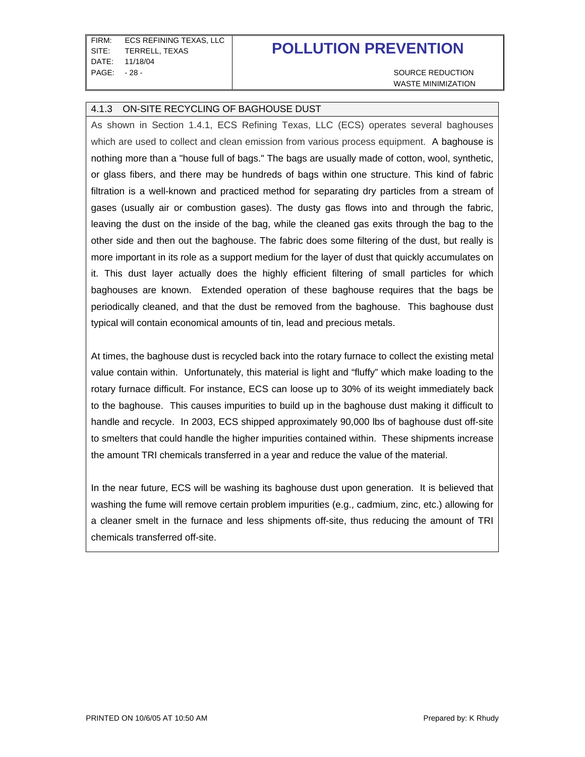### 4.1.3 ON-SITE RECYCLING OF BAGHOUSE DUST

As shown in Section 1.4.1, ECS Refining Texas, LLC (ECS) operates several baghouses which are used to collect and clean emission from various process equipment. A baghouse is nothing more than a "house full of bags." The bags are usually made of cotton, wool, synthetic, or glass fibers, and there may be hundreds of bags within one structure. This kind of fabric filtration is a well-known and practiced method for separating dry particles from a stream of gases (usually air or combustion gases). The dusty gas flows into and through the fabric, leaving the dust on the inside of the bag, while the cleaned gas exits through the bag to the other side and then out the baghouse. The fabric does some filtering of the dust, but really is more important in its role as a support medium for the layer of dust that quickly accumulates on it. This dust layer actually does the highly efficient filtering of small particles for which baghouses are known. Extended operation of these baghouse requires that the bags be periodically cleaned, and that the dust be removed from the baghouse. This baghouse dust typical will contain economical amounts of tin, lead and precious metals.

At times, the baghouse dust is recycled back into the rotary furnace to collect the existing metal value contain within. Unfortunately, this material is light and "fluffy" which make loading to the rotary furnace difficult. For instance, ECS can loose up to 30% of its weight immediately back to the baghouse. This causes impurities to build up in the baghouse dust making it difficult to handle and recycle. In 2003, ECS shipped approximately 90,000 lbs of baghouse dust off-site to smelters that could handle the higher impurities contained within. These shipments increase the amount TRI chemicals transferred in a year and reduce the value of the material.

In the near future, ECS will be washing its baghouse dust upon generation. It is believed that washing the fume will remove certain problem impurities (e.g., cadmium, zinc, etc.) allowing for a cleaner smelt in the furnace and less shipments off-site, thus reducing the amount of TRI chemicals transferred off-site.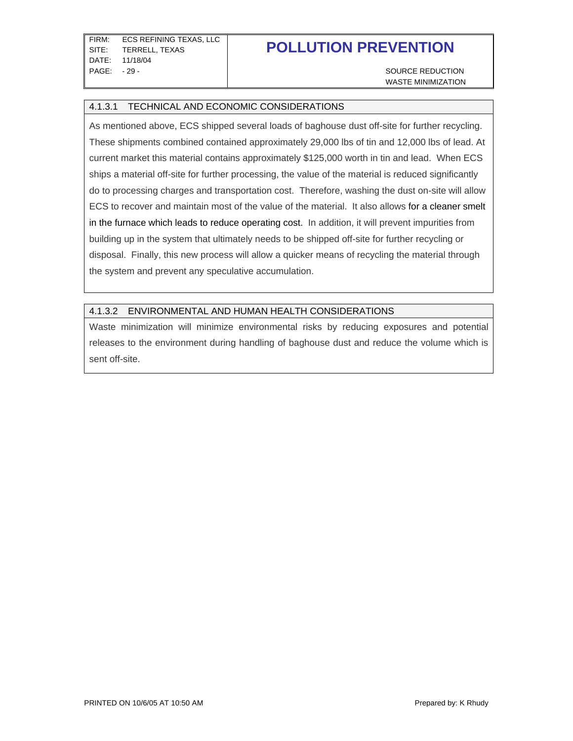#### 4.1.3.1 TECHNICAL AND ECONOMIC CONSIDERATIONS

As mentioned above, ECS shipped several loads of baghouse dust off-site for further recycling. These shipments combined contained approximately 29,000 lbs of tin and 12,000 lbs of lead. At current market this material contains approximately $125,000 worth in tin and lead. When ECS ships a material off-site for further processing, the value of the material is reduced significantly do to processing charges and transportation cost. Therefore, washing the dust on-site will allow ECS to recover and maintain most of the value of the material. It also allows for a cleaner smelt in the furnace which leads to reduce operating cost. In addition, it will prevent impurities from building up in the system that ultimately needs to be shipped off-site for further recycling or disposal. Finally, this new process will allow a quicker means of recycling the material through the system and prevent any speculative accumulation.

#### 4.1.3.2 ENVIRONMENTAL AND HUMAN HEALTH CONSIDERATIONS

Waste minimization will minimize environmental risks by reducing exposures and potential releases to the environment during handling of baghouse dust and reduce the volume which is sent off-site.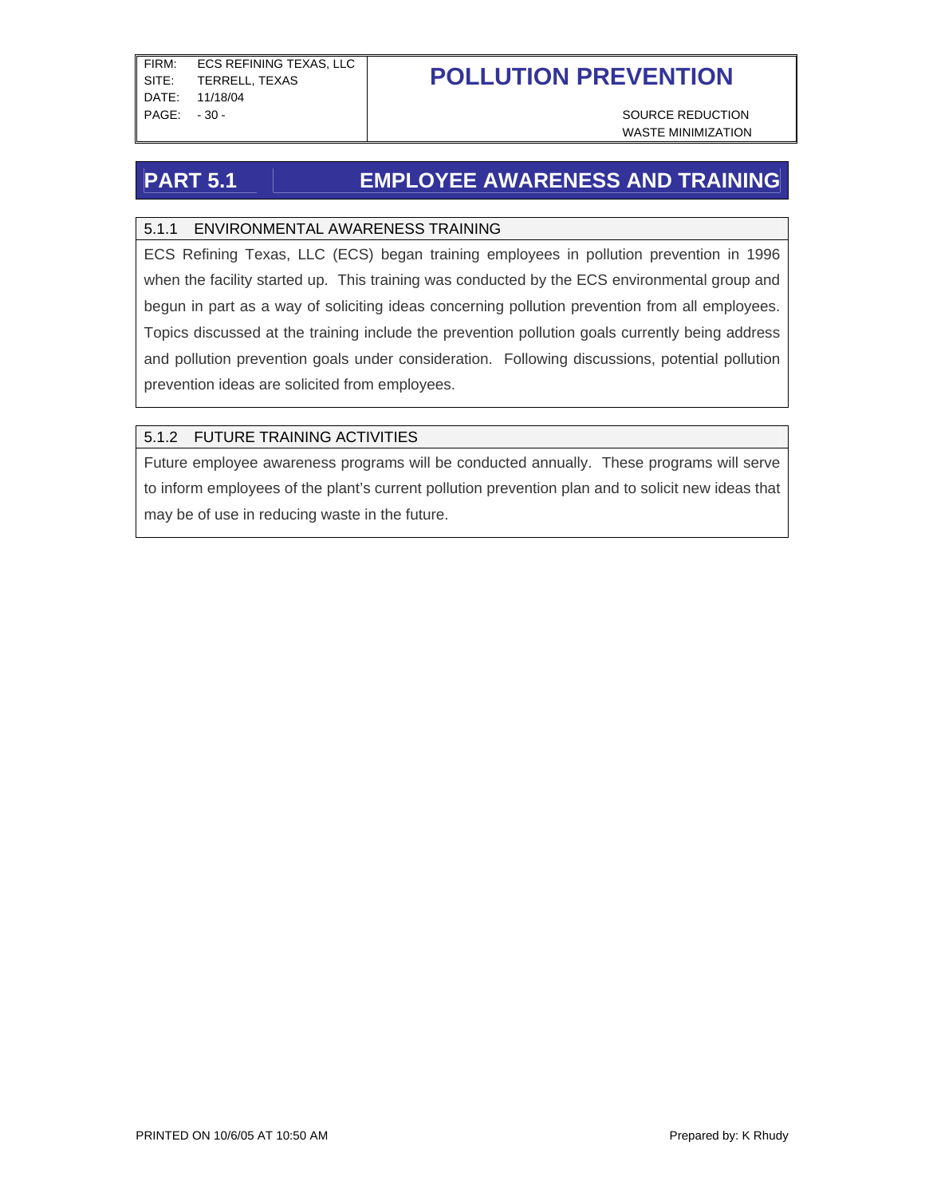## PART 5.1 EMPLOYEE AWARENESS AND TRAINING

### 5.1.1 ENVIRONMENTAL AWARENESS TRAINING

ECS Refining Texas, LLC (ECS) began training employees in pollution prevention in 1996 when the facility started up. This training was conducted by the ECS environmental group and begun in part as a way of soliciting ideas concerning pollution prevention from all employees. Topics discussed at the training include the prevention pollution goals currently being address and pollution prevention goals under consideration. Following discussions, potential pollution prevention ideas are solicited from employees.

### 5.1.2 FUTURE TRAINING ACTIVITIES

Future employee awareness programs will be conducted annually. These programs will serve to inform employees of the plant's current pollution prevention plan and to solicit new ideas that may be of use in reducing waste in the future.